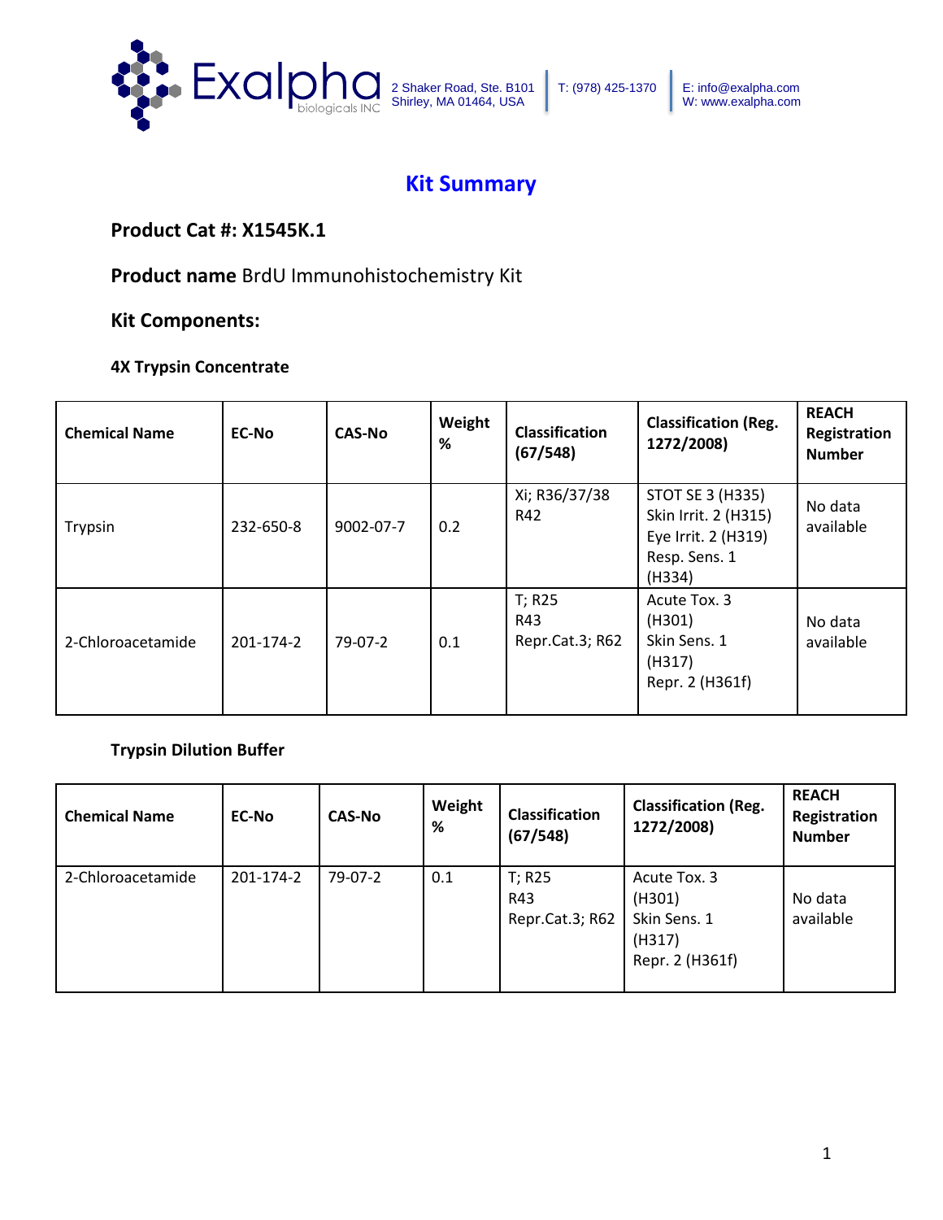Exalpha biologicals INC 2 Shaker Road, Ste. B101 Shirley, MA 01464, USA | T: (978) 425-1370 | E: info@exalpha.com W: www.exalpha.com

# Kit Summary

## Product Cat #: X1545K.1

**Product name** BrdU Immunohistochemistry Kit

## Kit Components:

### 4X Trypsin Concentrate

| Chemical Name | EC-No | CAS-No | Weight % | Classification (67/548) | Classification (Reg. 1272/2008) | REACH Registration Number |
|---|---|---|---|---|---|---|
| Trypsin | 232-650-8 | 9002-07-7 | 0.2 | Xi; R36/37/38 R42 | STOT SE 3 (H335) Skin Irrit. 2 (H315) Eye Irrit. 2 (H319) Resp. Sens. 1 (H334) | No data available |
| 2-Chloroacetamide | 201-174-2 | 79-07-2 | 0.1 | T; R25 R43 Repr.Cat.3; R62 | Acute Tox. 3 (H301) Skin Sens. 1 (H317) Repr. 2 (H361f) | No data available |

### Trypsin Dilution Buffer

| Chemical Name | EC-No | CAS-No | Weight % | Classification (67/548) | Classification (Reg. 1272/2008) | REACH Registration Number |
|---|---|---|---|---|---|---|
| 2-Chloroacetamide | 201-174-2 | 79-07-2 | 0.1 | T; R25 R43 Repr.Cat.3; R62 | Acute Tox. 3 (H301) Skin Sens. 1 (H317) Repr. 2 (H361f) | No data available |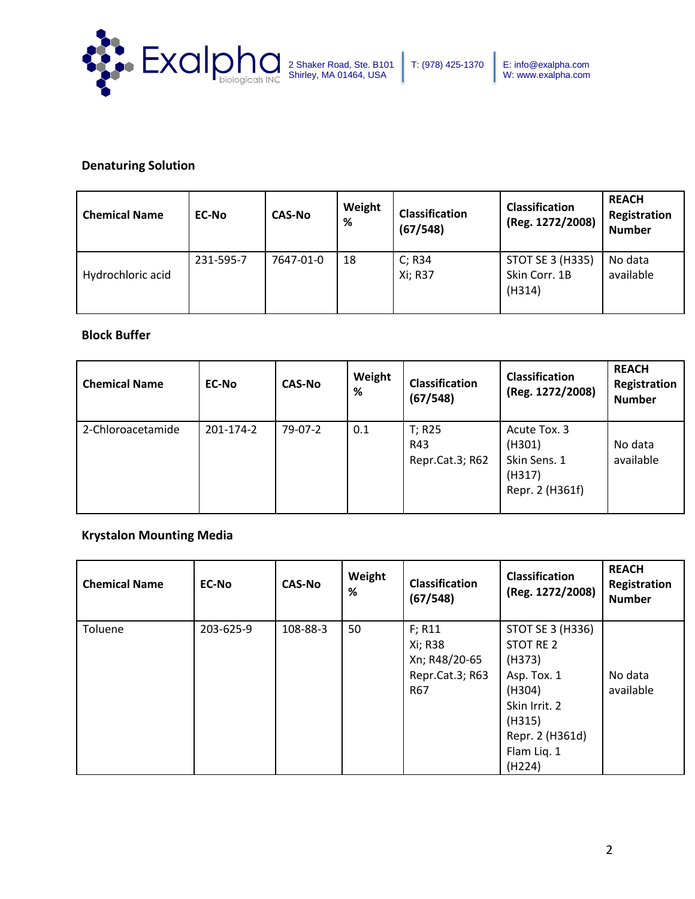### Denaturing Solution

| Chemical Name | EC-No | CAS-No | Weight % | Classification (67/548) | Classification (Reg. 1272/2008) | REACH Registration Number |
|---|---|---|---|---|---|---|
| Hydrochloric acid | 231-595-7 | 7647-01-0 | 18 | C; R34<br>Xi; R37 | STOT SE 3 (H335)<br>Skin Corr. 1B (H314) | No data available |

### Block Buffer

| Chemical Name | EC-No | CAS-No | Weight % | Classification (67/548) | Classification (Reg. 1272/2008) | REACH Registration Number |
|---|---|---|---|---|---|---|
| 2-Chloroacetamide | 201-174-2 | 79-07-2 | 0.1 | T; R25<br>R43<br>Repr.Cat.3; R62 | Acute Tox. 3 (H301)<br>Skin Sens. 1 (H317)<br>Repr. 2 (H361f) | No data available |

### Krystalon Mounting Media

| Chemical Name | EC-No | CAS-No | Weight % | Classification (67/548) | Classification (Reg. 1272/2008) | REACH Registration Number |
|---|---|---|---|---|---|---|
| Toluene | 203-625-9 | 108-88-3 | 50 | F; R11<br>Xi; R38<br>Xn; R48/20-65<br>Repr.Cat.3; R63<br>R67 | STOT SE 3 (H336)<br>STOT RE 2 (H373)<br>Asp. Tox. 1 (H304)<br>Skin Irrit. 2 (H315)<br>Repr. 2 (H361d)<br>Flam Liq. 1 (H224) | No data available |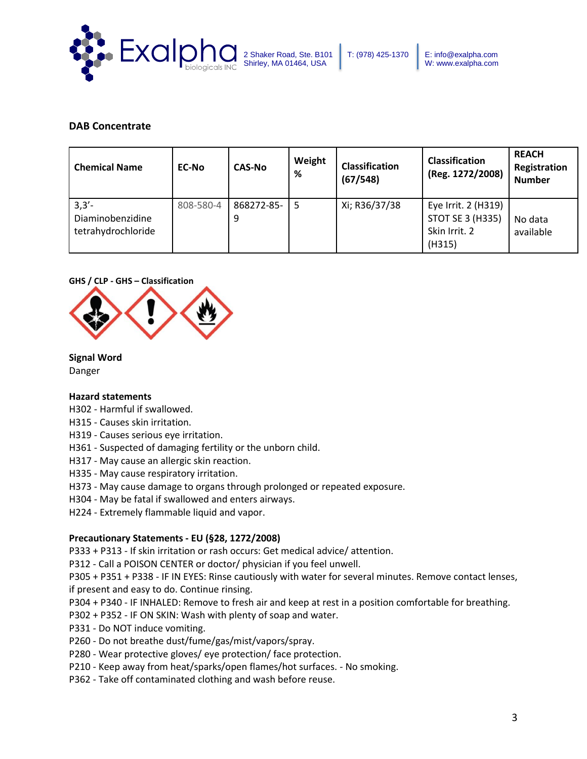**DAB Concentrate**

| Chemical Name | EC-No | CAS-No | Weight % | Classification (67/548) | Classification (Reg. 1272/2008) | REACH Registration Number |
|---|---|---|---|---|---|---|
| 3,3'-Diaminobenzidine tetrahydrochloride | 808-580-4 | 868272-85-9 | 5 | Xi; R36/37/38 | Eye Irrit. 2 (H319) STOT SE 3 (H335) Skin Irrit. 2 (H315) | No data available |

**GHS / CLP - GHS – Classification**

**Signal Word**
Danger

**Hazard statements**
H302 - Harmful if swallowed.
H315 - Causes skin irritation.
H319 - Causes serious eye irritation.
H361 - Suspected of damaging fertility or the unborn child.
H317 - May cause an allergic skin reaction.
H335 - May cause respiratory irritation.
H373 - May cause damage to organs through prolonged or repeated exposure.
H304 - May be fatal if swallowed and enters airways.
H224 - Extremely flammable liquid and vapor.

**Precautionary Statements - EU (§28, 1272/2008)**
P333 + P313 - If skin irritation or rash occurs: Get medical advice/ attention.
P312 - Call a POISON CENTER or doctor/ physician if you feel unwell.
P305 + P351 + P338 - IF IN EYES: Rinse cautiously with water for several minutes. Remove contact lenses, if present and easy to do. Continue rinsing.
P304 + P340 - IF INHALED: Remove to fresh air and keep at rest in a position comfortable for breathing.
P302 + P352 - IF ON SKIN: Wash with plenty of soap and water.
P331 - Do NOT induce vomiting.
P260 - Do not breathe dust/fume/gas/mist/vapors/spray.
P280 - Wear protective gloves/ eye protection/ face protection.
P210 - Keep away from heat/sparks/open flames/hot surfaces. - No smoking.
P362 - Take off contaminated clothing and wash before reuse.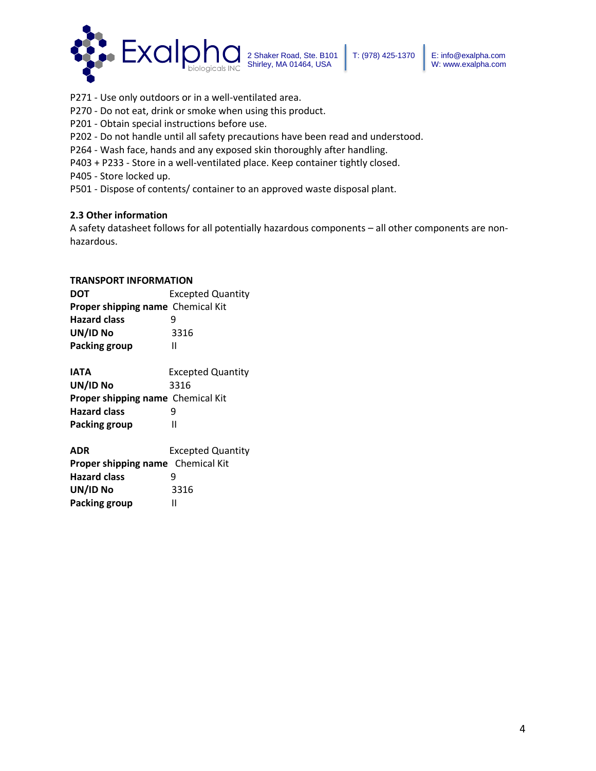P271 - Use only outdoors or in a well-ventilated area.
P270 - Do not eat, drink or smoke when using this product.
P201 - Obtain special instructions before use.
P202 - Do not handle until all safety precautions have been read and understood.
P264 - Wash face, hands and any exposed skin thoroughly after handling.
P403 + P233 - Store in a well-ventilated place. Keep container tightly closed.
P405 - Store locked up.
P501 - Dispose of contents/ container to an approved waste disposal plant.

**2.3 Other information**

A safety datasheet follows for all potentially hazardous components – all other components are non-hazardous.

**TRANSPORT INFORMATION**

| | |
|---|---|
| **DOT** | Excepted Quantity |
| **Proper shipping name** | Chemical Kit |
| **Hazard class** | 9 |
| **UN/ID No** | 3316 |
| **Packing group** | II |

| | |
|---|---|
| **IATA** | Excepted Quantity |
| **UN/ID No** | 3316 |
| **Proper shipping name** | Chemical Kit |
| **Hazard class** | 9 |
| **Packing group** | II |

| | |
|---|---|
| **ADR** | Excepted Quantity |
| **Proper shipping name** | Chemical Kit |
| **Hazard class** | 9 |
| **UN/ID No** | 3316 |
| **Packing group** | II |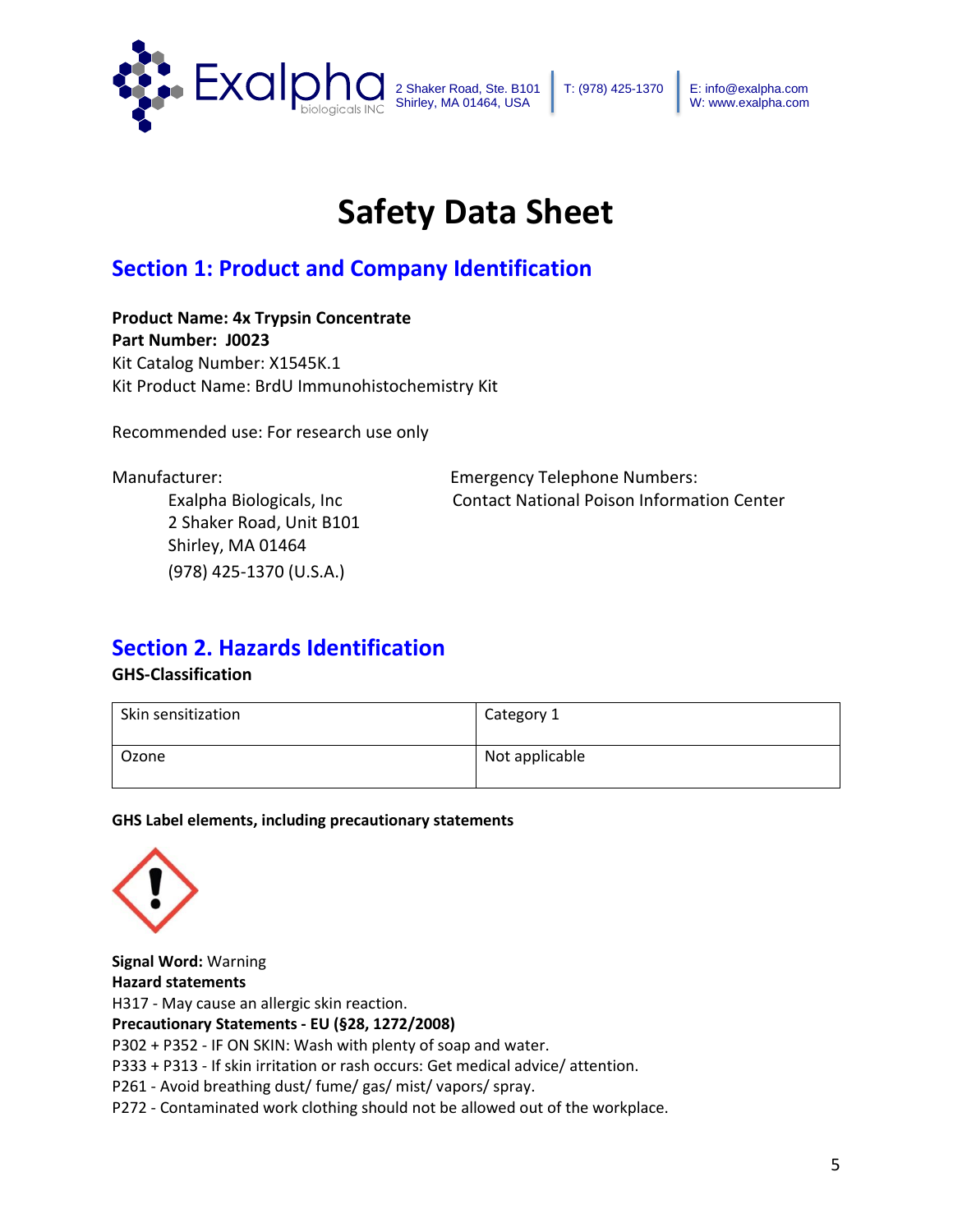# Safety Data Sheet

## Section 1: Product and Company Identification

**Product Name: 4x Trypsin Concentrate**
**Part Number: J0023**
Kit Catalog Number: X1545K.1
Kit Product Name: BrdU Immunohistochemistry Kit

Recommended use: For research use only

Manufacturer:
Exalpha Biologicals, Inc
2 Shaker Road, Unit B101
Shirley, MA 01464
(978) 425-1370 (U.S.A.)

Emergency Telephone Numbers:
Contact National Poison Information Center

## Section 2. Hazards Identification

**GHS-Classification**

| Skin sensitization | Category 1 |
|---|---|
| Ozone | Not applicable |

**GHS Label elements, including precautionary statements**

**Signal Word:** Warning
**Hazard statements**
H317 - May cause an allergic skin reaction.
**Precautionary Statements - EU (§28, 1272/2008)**
P302 + P352 - IF ON SKIN: Wash with plenty of soap and water.
P333 + P313 - If skin irritation or rash occurs: Get medical advice/ attention.
P261 - Avoid breathing dust/ fume/ gas/ mist/ vapors/ spray.
P272 - Contaminated work clothing should not be allowed out of the workplace.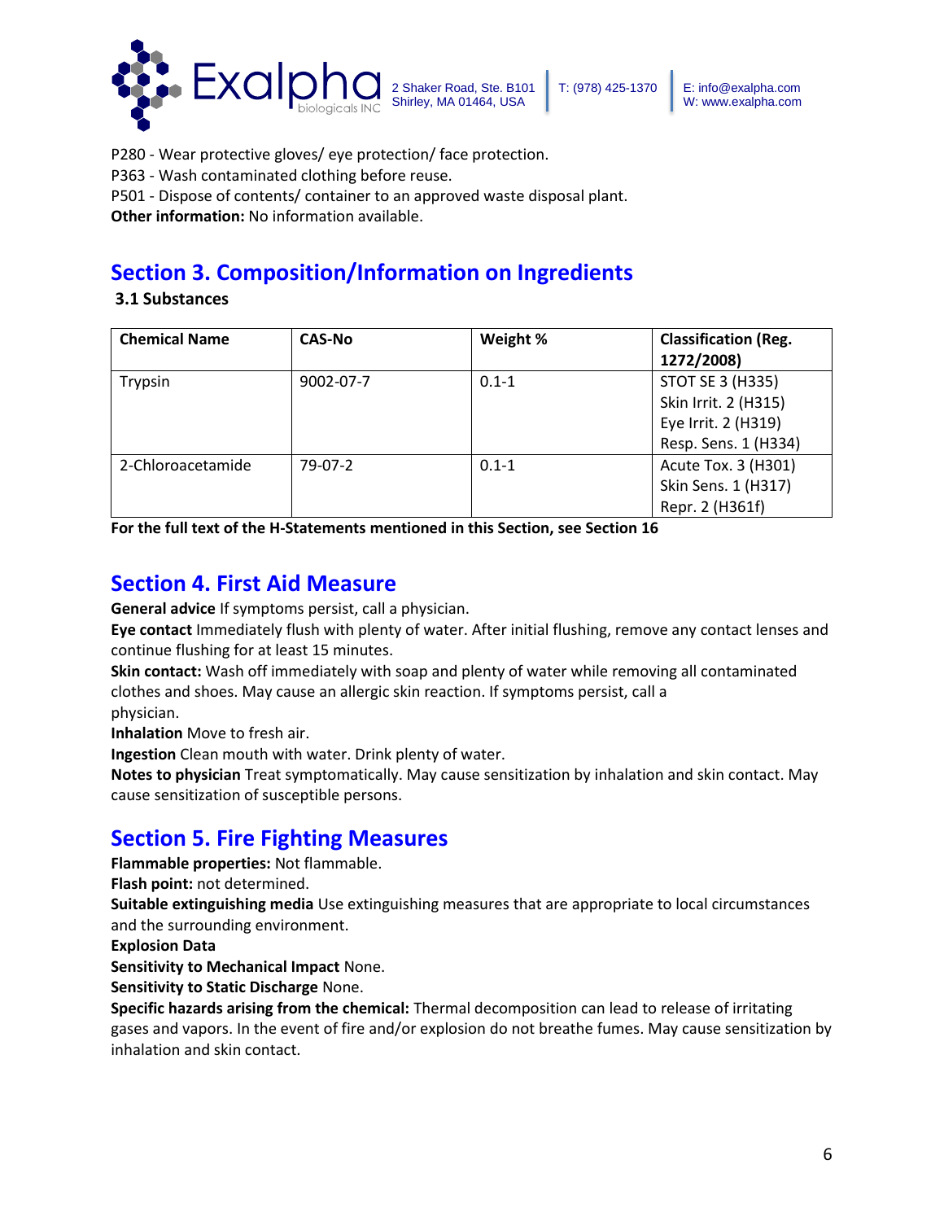P280 - Wear protective gloves/ eye protection/ face protection.
P363 - Wash contaminated clothing before reuse.
P501 - Dispose of contents/ container to an approved waste disposal plant.
**Other information:** No information available.

## Section 3. Composition/Information on Ingredients

### 3.1 Substances

| Chemical Name | CAS-No | Weight % | Classification (Reg. 1272/2008) |
|---|---|---|---|
| Trypsin | 9002-07-7 | 0.1-1 | STOT SE 3 (H335)<br>Skin Irrit. 2 (H315)<br>Eye Irrit. 2 (H319)<br>Resp. Sens. 1 (H334) |
| 2-Chloroacetamide | 79-07-2 | 0.1-1 | Acute Tox. 3 (H301)<br>Skin Sens. 1 (H317)<br>Repr. 2 (H361f) |

**For the full text of the H-Statements mentioned in this Section, see Section 16**

## Section 4. First Aid Measure

**General advice** If symptoms persist, call a physician.
**Eye contact** Immediately flush with plenty of water. After initial flushing, remove any contact lenses and continue flushing for at least 15 minutes.
**Skin contact:** Wash off immediately with soap and plenty of water while removing all contaminated clothes and shoes. May cause an allergic skin reaction. If symptoms persist, call a physician.
**Inhalation** Move to fresh air.
**Ingestion** Clean mouth with water. Drink plenty of water.
**Notes to physician** Treat symptomatically. May cause sensitization by inhalation and skin contact. May cause sensitization of susceptible persons.

## Section 5. Fire Fighting Measures

**Flammable properties:** Not flammable.
**Flash point:** not determined.
**Suitable extinguishing media** Use extinguishing measures that are appropriate to local circumstances and the surrounding environment.
**Explosion Data**
**Sensitivity to Mechanical Impact** None.
**Sensitivity to Static Discharge** None.
**Specific hazards arising from the chemical:** Thermal decomposition can lead to release of irritating gases and vapors. In the event of fire and/or explosion do not breathe fumes. May cause sensitization by inhalation and skin contact.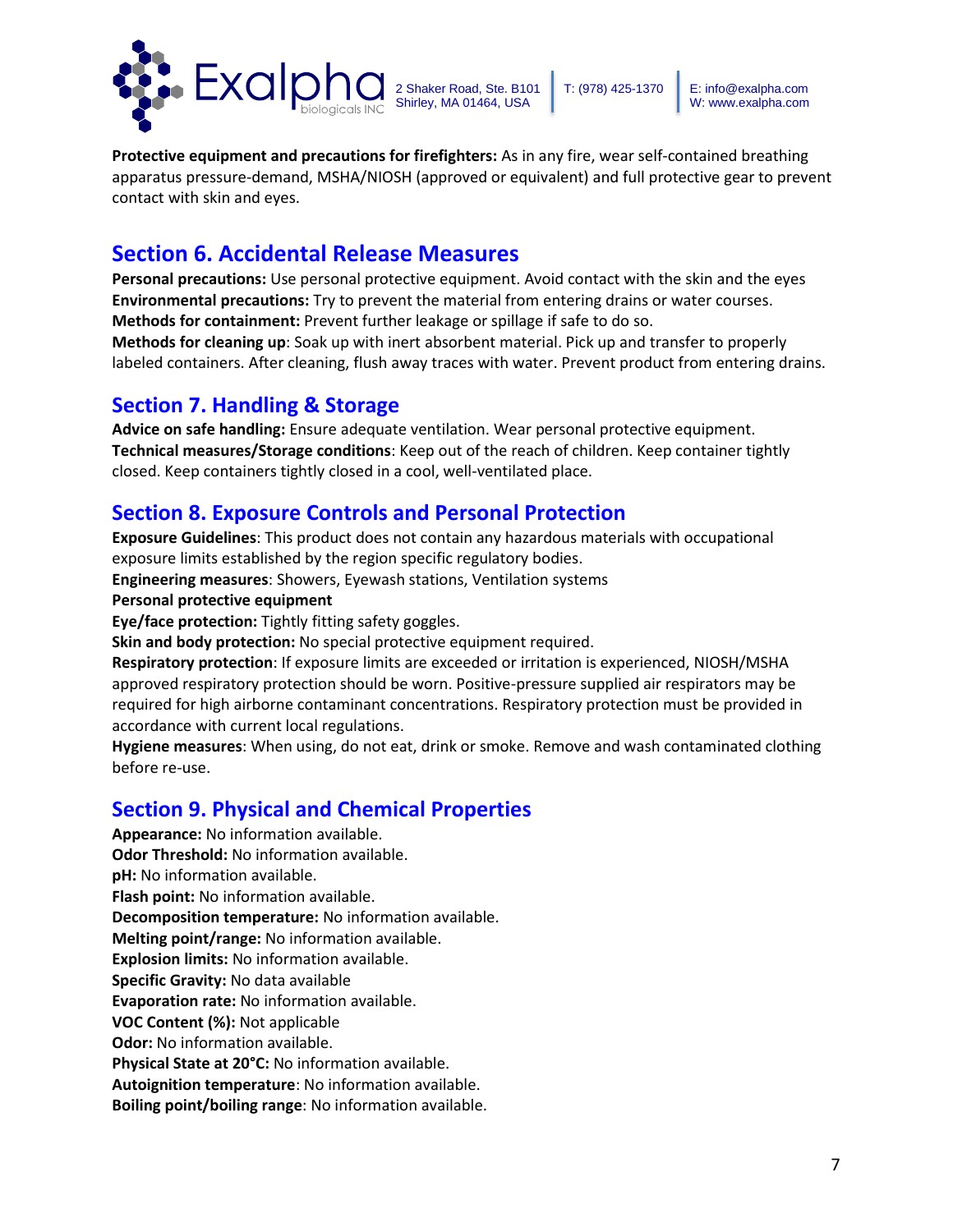**Protective equipment and precautions for firefighters:** As in any fire, wear self-contained breathing apparatus pressure-demand, MSHA/NIOSH (approved or equivalent) and full protective gear to prevent contact with skin and eyes.

## Section 6. Accidental Release Measures

**Personal precautions:** Use personal protective equipment. Avoid contact with the skin and the eyes
**Environmental precautions:** Try to prevent the material from entering drains or water courses.
**Methods for containment:** Prevent further leakage or spillage if safe to do so.
**Methods for cleaning up**: Soak up with inert absorbent material. Pick up and transfer to properly labeled containers. After cleaning, flush away traces with water. Prevent product from entering drains.

## Section 7. Handling & Storage

**Advice on safe handling:** Ensure adequate ventilation. Wear personal protective equipment.
**Technical measures/Storage conditions**: Keep out of the reach of children. Keep container tightly closed. Keep containers tightly closed in a cool, well-ventilated place.

## Section 8. Exposure Controls and Personal Protection

**Exposure Guidelines**: This product does not contain any hazardous materials with occupational exposure limits established by the region specific regulatory bodies.
**Engineering measures**: Showers, Eyewash stations, Ventilation systems
**Personal protective equipment**
**Eye/face protection:** Tightly fitting safety goggles.
**Skin and body protection:** No special protective equipment required.
**Respiratory protection**: If exposure limits are exceeded or irritation is experienced, NIOSH/MSHA approved respiratory protection should be worn. Positive-pressure supplied air respirators may be required for high airborne contaminant concentrations. Respiratory protection must be provided in accordance with current local regulations.
**Hygiene measures**: When using, do not eat, drink or smoke. Remove and wash contaminated clothing before re-use.

## Section 9. Physical and Chemical Properties

**Appearance:** No information available.
**Odor Threshold:** No information available.
**pH:** No information available.
**Flash point:** No information available.
**Decomposition temperature:** No information available.
**Melting point/range:** No information available.
**Explosion limits:** No information available.
**Specific Gravity:** No data available
**Evaporation rate:** No information available.
**VOC Content (%):** Not applicable
**Odor:** No information available.
**Physical State at 20°C:** No information available.
**Autoignition temperature**: No information available.
**Boiling point/boiling range**: No information available.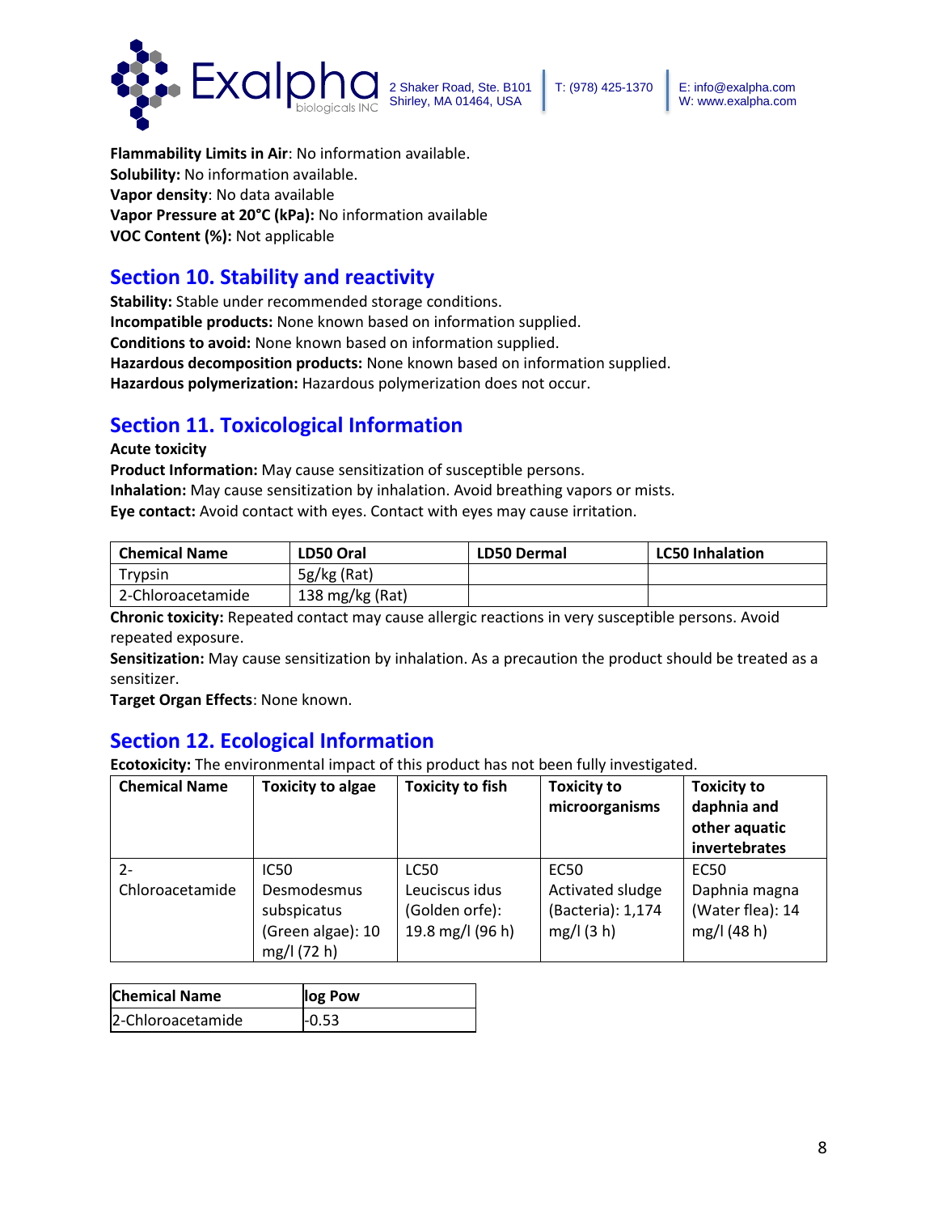**Flammability Limits in Air**: No information available.
**Solubility:** No information available.
**Vapor density**: No data available
**Vapor Pressure at 20°C (kPa):** No information available
**VOC Content (%):** Not applicable

## Section 10. Stability and reactivity

**Stability:** Stable under recommended storage conditions.
**Incompatible products:** None known based on information supplied.
**Conditions to avoid:** None known based on information supplied.
**Hazardous decomposition products:** None known based on information supplied.
**Hazardous polymerization:** Hazardous polymerization does not occur.

## Section 11. Toxicological Information

**Acute toxicity**
**Product Information:** May cause sensitization of susceptible persons.
**Inhalation:** May cause sensitization by inhalation. Avoid breathing vapors or mists.
**Eye contact:** Avoid contact with eyes. Contact with eyes may cause irritation.

| Chemical Name | LD50 Oral | LD50 Dermal | LC50 Inhalation |
|---|---|---|---|
| Trypsin | 5g/kg (Rat) | | |
| 2-Chloroacetamide | 138 mg/kg (Rat) | | |

**Chronic toxicity:** Repeated contact may cause allergic reactions in very susceptible persons. Avoid repeated exposure.
**Sensitization:** May cause sensitization by inhalation. As a precaution the product should be treated as a sensitizer.
**Target Organ Effects**: None known.

## Section 12. Ecological Information

**Ecotoxicity:** The environmental impact of this product has not been fully investigated.

| Chemical Name | Toxicity to algae | Toxicity to fish | Toxicity to microorganisms | Toxicity to daphnia and other aquatic invertebrates |
|---|---|---|---|---|
| 2-Chloroacetamide | IC50 Desmodesmus subspicatus (Green algae): 10 mg/l (72 h) | LC50 Leuciscus idus (Golden orfe): 19.8 mg/l (96 h) | EC50 Activated sludge (Bacteria): 1,174 mg/l (3 h) | EC50 Daphnia magna (Water flea): 14 mg/l (48 h) |

| Chemical Name | log Pow |
|---|---|
| 2-Chloroacetamide | -0.53 |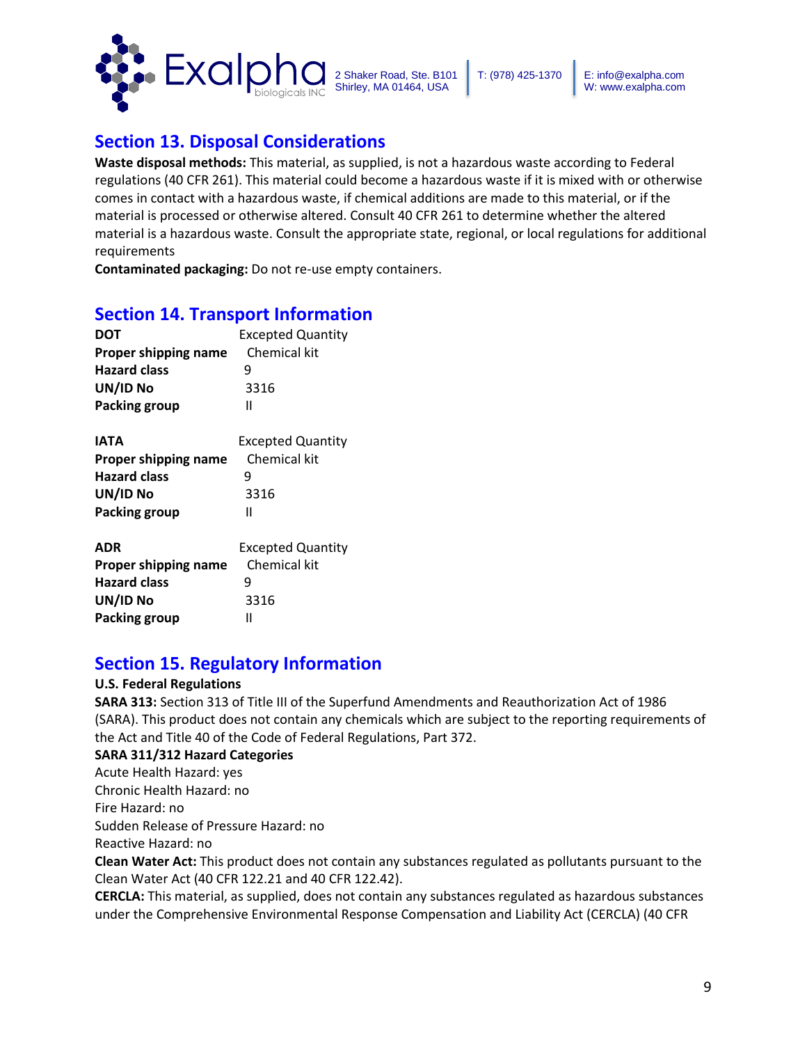## Section 13. Disposal Considerations

**Waste disposal methods:** This material, as supplied, is not a hazardous waste according to Federal regulations (40 CFR 261). This material could become a hazardous waste if it is mixed with or otherwise comes in contact with a hazardous waste, if chemical additions are made to this material, or if the material is processed or otherwise altered. Consult 40 CFR 261 to determine whether the altered material is a hazardous waste. Consult the appropriate state, regional, or local regulations for additional requirements

**Contaminated packaging:** Do not re-use empty containers.

## Section 14. Transport Information

| **DOT** | Excepted Quantity |
|---|---|
| **Proper shipping name** | Chemical kit |
| **Hazard class** | 9 |
| **UN/ID No** | 3316 |
| **Packing group** | II |

| **IATA** | Excepted Quantity |
|---|---|
| **Proper shipping name** | Chemical kit |
| **Hazard class** | 9 |
| **UN/ID No** | 3316 |
| **Packing group** | II |

| **ADR** | Excepted Quantity |
|---|---|
| **Proper shipping name** | Chemical kit |
| **Hazard class** | 9 |
| **UN/ID No** | 3316 |
| **Packing group** | II |

## Section 15. Regulatory Information

**U.S. Federal Regulations**

**SARA 313:** Section 313 of Title III of the Superfund Amendments and Reauthorization Act of 1986 (SARA). This product does not contain any chemicals which are subject to the reporting requirements of the Act and Title 40 of the Code of Federal Regulations, Part 372.

**SARA 311/312 Hazard Categories**

Acute Health Hazard: yes
Chronic Health Hazard: no
Fire Hazard: no
Sudden Release of Pressure Hazard: no
Reactive Hazard: no

**Clean Water Act:** This product does not contain any substances regulated as pollutants pursuant to the Clean Water Act (40 CFR 122.21 and 40 CFR 122.42).

**CERCLA:** This material, as supplied, does not contain any substances regulated as hazardous substances under the Comprehensive Environmental Response Compensation and Liability Act (CERCLA) (40 CFR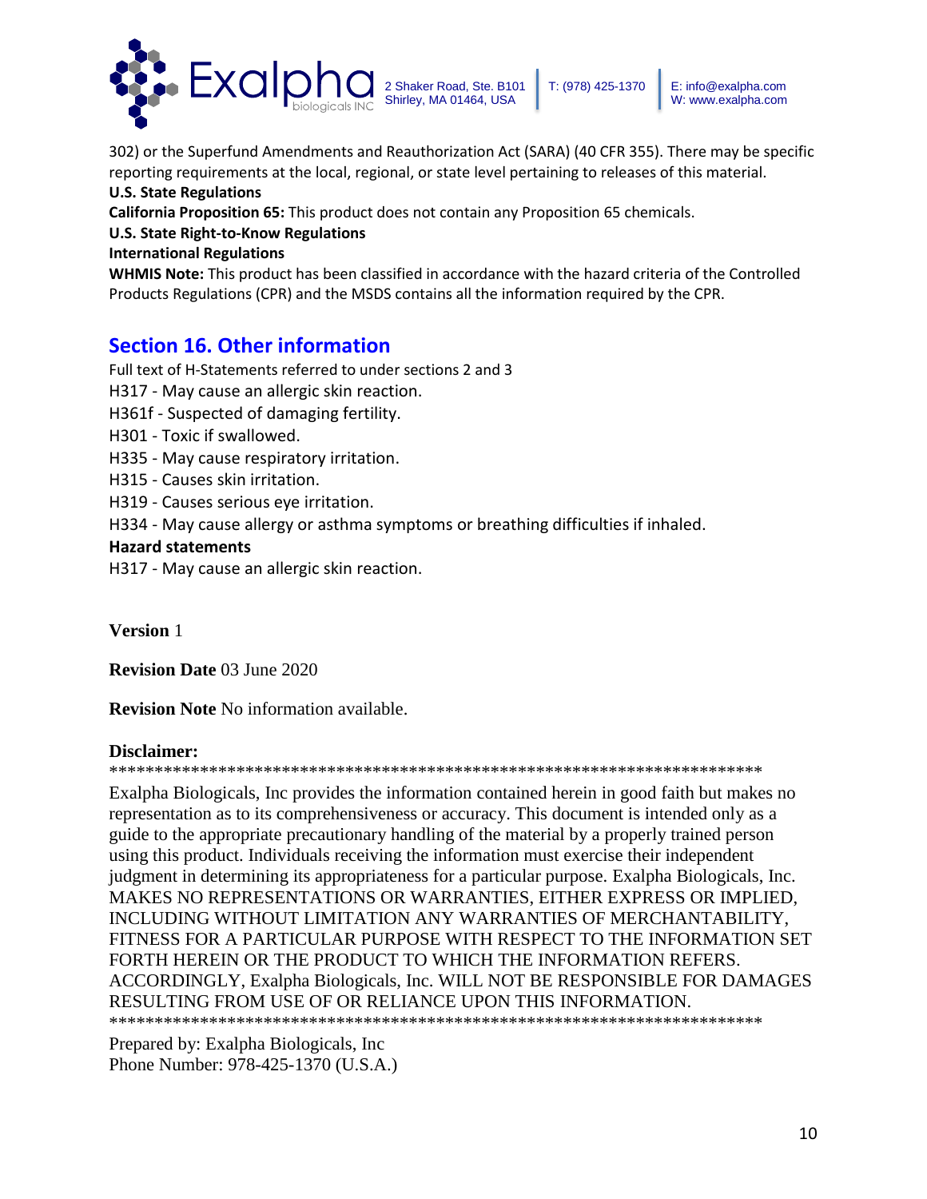302) or the Superfund Amendments and Reauthorization Act (SARA) (40 CFR 355). There may be specific reporting requirements at the local, regional, or state level pertaining to releases of this material.

**U.S. State Regulations**

**California Proposition 65:** This product does not contain any Proposition 65 chemicals.

**U.S. State Right-to-Know Regulations**

**International Regulations**

**WHMIS Note:** This product has been classified in accordance with the hazard criteria of the Controlled Products Regulations (CPR) and the MSDS contains all the information required by the CPR.

## Section 16. Other information

Full text of H-Statements referred to under sections 2 and 3

H317 - May cause an allergic skin reaction.

H361f - Suspected of damaging fertility.

H301 - Toxic if swallowed.

H335 - May cause respiratory irritation.

H315 - Causes skin irritation.

H319 - Causes serious eye irritation.

H334 - May cause allergy or asthma symptoms or breathing difficulties if inhaled.

**Hazard statements**

H317 - May cause an allergic skin reaction.

**Version** 1

**Revision Date** 03 June 2020

**Revision Note** No information available.

**Disclaimer:**

**************************************************************************

Exalpha Biologicals, Inc provides the information contained herein in good faith but makes no representation as to its comprehensiveness or accuracy. This document is intended only as a guide to the appropriate precautionary handling of the material by a properly trained person using this product. Individuals receiving the information must exercise their independent judgment in determining its appropriateness for a particular purpose. Exalpha Biologicals, Inc. MAKES NO REPRESENTATIONS OR WARRANTIES, EITHER EXPRESS OR IMPLIED, INCLUDING WITHOUT LIMITATION ANY WARRANTIES OF MERCHANTABILITY, FITNESS FOR A PARTICULAR PURPOSE WITH RESPECT TO THE INFORMATION SET FORTH HEREIN OR THE PRODUCT TO WHICH THE INFORMATION REFERS. ACCORDINGLY, Exalpha Biologicals, Inc. WILL NOT BE RESPONSIBLE FOR DAMAGES RESULTING FROM USE OF OR RELIANCE UPON THIS INFORMATION.

**************************************************************************

Prepared by: Exalpha Biologicals, Inc
Phone Number: 978-425-1370 (U.S.A.)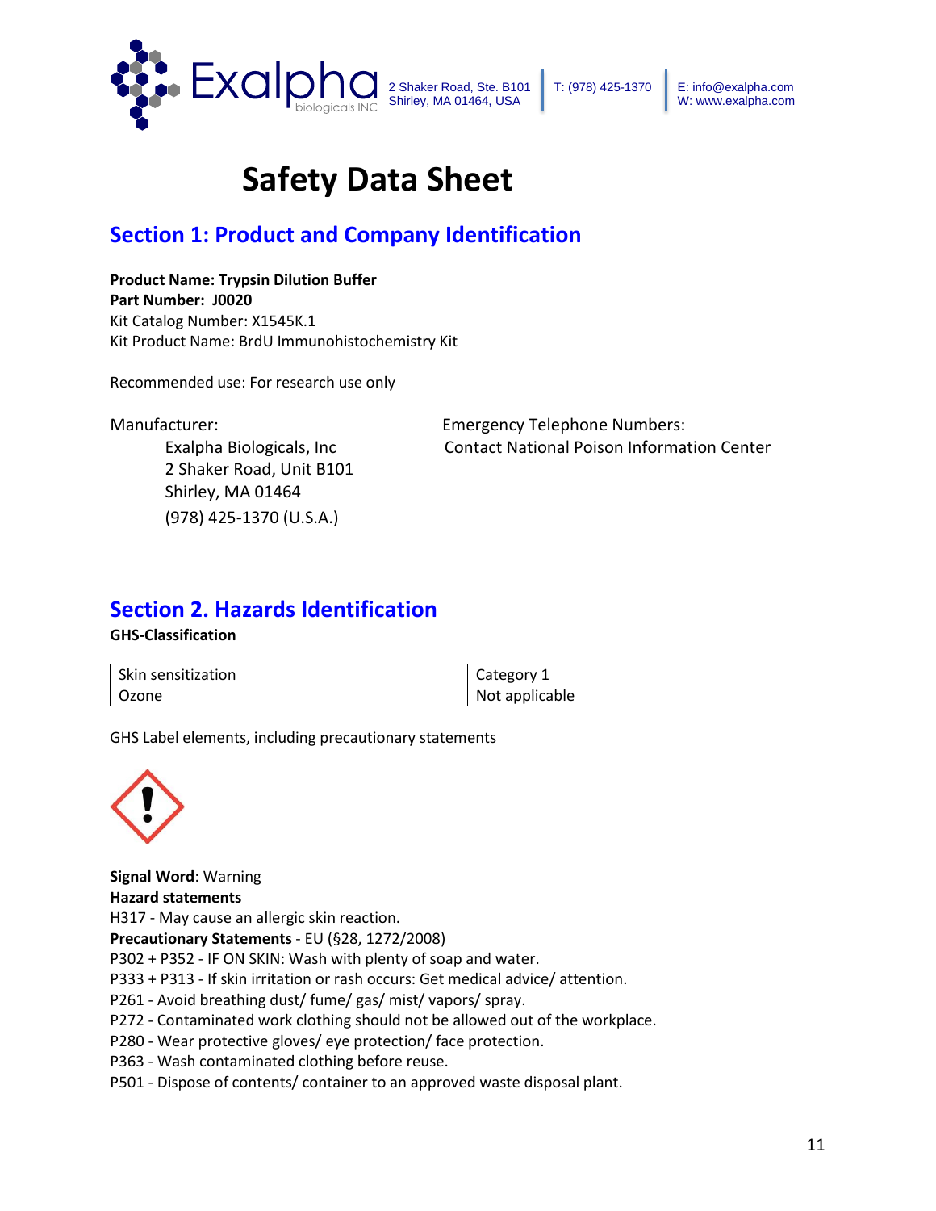Exalpha biologicals INC 2 Shaker Road, Ste. B101 Shirley, MA 01464, USA | T: (978) 425-1370 | E: info@exalpha.com W: www.exalpha.com

# Safety Data Sheet

## Section 1: Product and Company Identification

**Product Name: Trypsin Dilution Buffer**
**Part Number: J0020**
Kit Catalog Number: X1545K.1
Kit Product Name: BrdU Immunohistochemistry Kit

Recommended use: For research use only

Manufacturer:
Exalpha Biologicals, Inc
2 Shaker Road, Unit B101
Shirley, MA 01464
(978) 425-1370 (U.S.A.)

Emergency Telephone Numbers:
Contact National Poison Information Center

## Section 2. Hazards Identification

**GHS-Classification**

| Skin sensitization | Category 1 |
|---|---|
| Ozone | Not applicable |

GHS Label elements, including precautionary statements

**Signal Word**: Warning
**Hazard statements**
H317 - May cause an allergic skin reaction.
**Precautionary Statements** - EU (§28, 1272/2008)
P302 + P352 - IF ON SKIN: Wash with plenty of soap and water.
P333 + P313 - If skin irritation or rash occurs: Get medical advice/ attention.
P261 - Avoid breathing dust/ fume/ gas/ mist/ vapors/ spray.
P272 - Contaminated work clothing should not be allowed out of the workplace.
P280 - Wear protective gloves/ eye protection/ face protection.
P363 - Wash contaminated clothing before reuse.
P501 - Dispose of contents/ container to an approved waste disposal plant.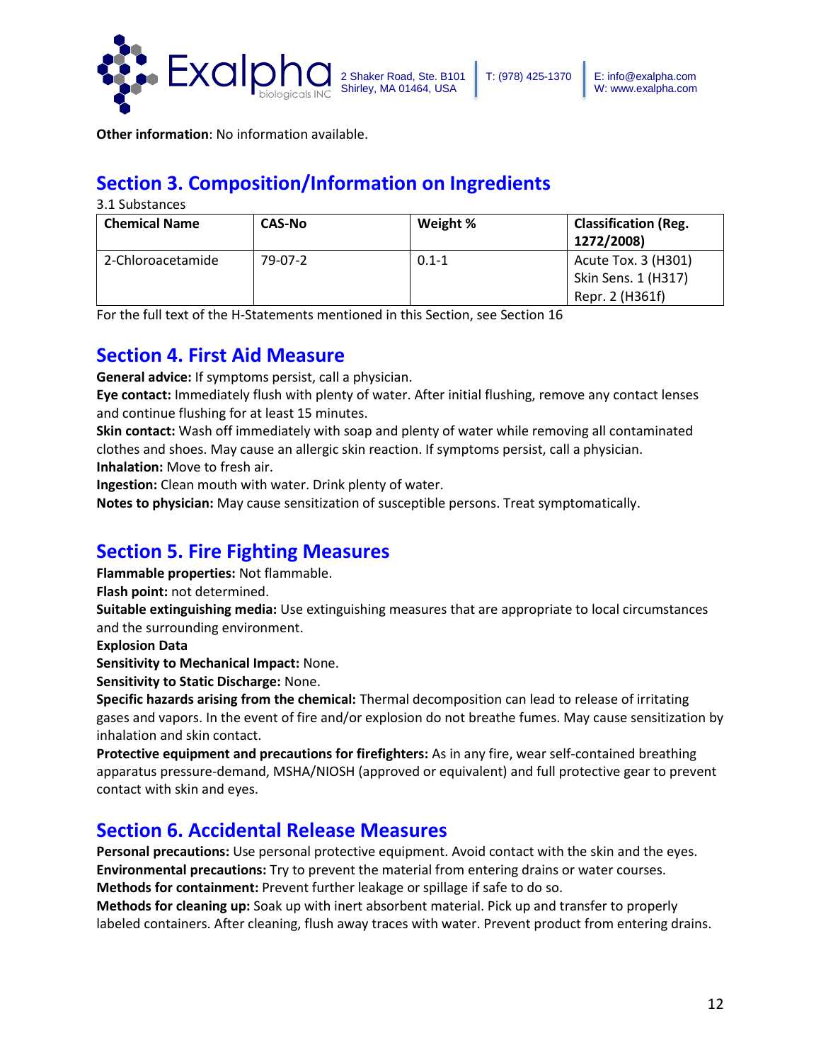**Other information**: No information available.

## Section 3. Composition/Information on Ingredients

3.1 Substances

| Chemical Name | CAS-No | Weight % | Classification (Reg. 1272/2008) |
|---|---|---|---|
| 2-Chloroacetamide | 79-07-2 | 0.1-1 | Acute Tox. 3 (H301)<br>Skin Sens. 1 (H317)<br>Repr. 2 (H361f) |

For the full text of the H-Statements mentioned in this Section, see Section 16

## Section 4. First Aid Measure

**General advice:** If symptoms persist, call a physician.
**Eye contact:** Immediately flush with plenty of water. After initial flushing, remove any contact lenses and continue flushing for at least 15 minutes.
**Skin contact:** Wash off immediately with soap and plenty of water while removing all contaminated clothes and shoes. May cause an allergic skin reaction. If symptoms persist, call a physician.
**Inhalation:** Move to fresh air.
**Ingestion:** Clean mouth with water. Drink plenty of water.
**Notes to physician:** May cause sensitization of susceptible persons. Treat symptomatically.

## Section 5. Fire Fighting Measures

**Flammable properties:** Not flammable.
**Flash point:** not determined.
**Suitable extinguishing media:** Use extinguishing measures that are appropriate to local circumstances and the surrounding environment.
**Explosion Data**
**Sensitivity to Mechanical Impact:** None.
**Sensitivity to Static Discharge:** None.
**Specific hazards arising from the chemical:** Thermal decomposition can lead to release of irritating gases and vapors. In the event of fire and/or explosion do not breathe fumes. May cause sensitization by inhalation and skin contact.
**Protective equipment and precautions for firefighters:** As in any fire, wear self-contained breathing apparatus pressure-demand, MSHA/NIOSH (approved or equivalent) and full protective gear to prevent contact with skin and eyes.

## Section 6. Accidental Release Measures

**Personal precautions:** Use personal protective equipment. Avoid contact with the skin and the eyes.
**Environmental precautions:** Try to prevent the material from entering drains or water courses.
**Methods for containment:** Prevent further leakage or spillage if safe to do so.
**Methods for cleaning up:** Soak up with inert absorbent material. Pick up and transfer to properly labeled containers. After cleaning, flush away traces with water. Prevent product from entering drains.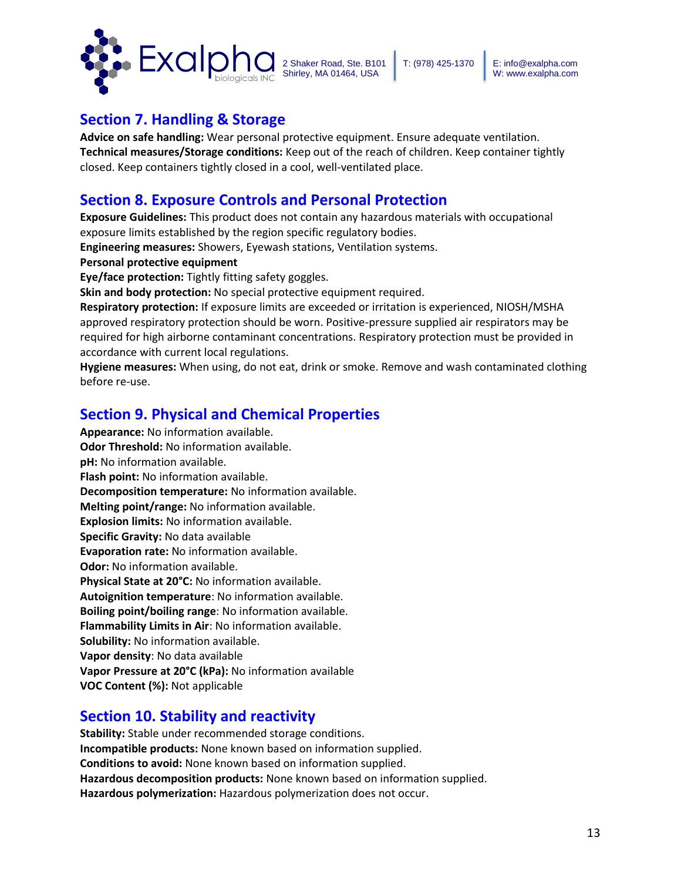## Section 7. Handling & Storage

**Advice on safe handling:** Wear personal protective equipment. Ensure adequate ventilation.
**Technical measures/Storage conditions:** Keep out of the reach of children. Keep container tightly closed. Keep containers tightly closed in a cool, well-ventilated place.

## Section 8. Exposure Controls and Personal Protection

**Exposure Guidelines:** This product does not contain any hazardous materials with occupational exposure limits established by the region specific regulatory bodies.
**Engineering measures:** Showers, Eyewash stations, Ventilation systems.
**Personal protective equipment**
**Eye/face protection:** Tightly fitting safety goggles.
**Skin and body protection:** No special protective equipment required.
**Respiratory protection:** If exposure limits are exceeded or irritation is experienced, NIOSH/MSHA approved respiratory protection should be worn. Positive-pressure supplied air respirators may be required for high airborne contaminant concentrations. Respiratory protection must be provided in accordance with current local regulations.
**Hygiene measures:** When using, do not eat, drink or smoke. Remove and wash contaminated clothing before re-use.

## Section 9. Physical and Chemical Properties

**Appearance:** No information available.
**Odor Threshold:** No information available.
**pH:** No information available.
**Flash point:** No information available.
**Decomposition temperature:** No information available.
**Melting point/range:** No information available.
**Explosion limits:** No information available.
**Specific Gravity:** No data available
**Evaporation rate:** No information available.
**Odor:** No information available.
**Physical State at 20°C:** No information available.
**Autoignition temperature**: No information available.
**Boiling point/boiling range**: No information available.
**Flammability Limits in Air**: No information available.
**Solubility:** No information available.
**Vapor density**: No data available
**Vapor Pressure at 20°C (kPa):** No information available
**VOC Content (%):** Not applicable

## Section 10. Stability and reactivity

**Stability:** Stable under recommended storage conditions.
**Incompatible products:** None known based on information supplied.
**Conditions to avoid:** None known based on information supplied.
**Hazardous decomposition products:** None known based on information supplied.
**Hazardous polymerization:** Hazardous polymerization does not occur.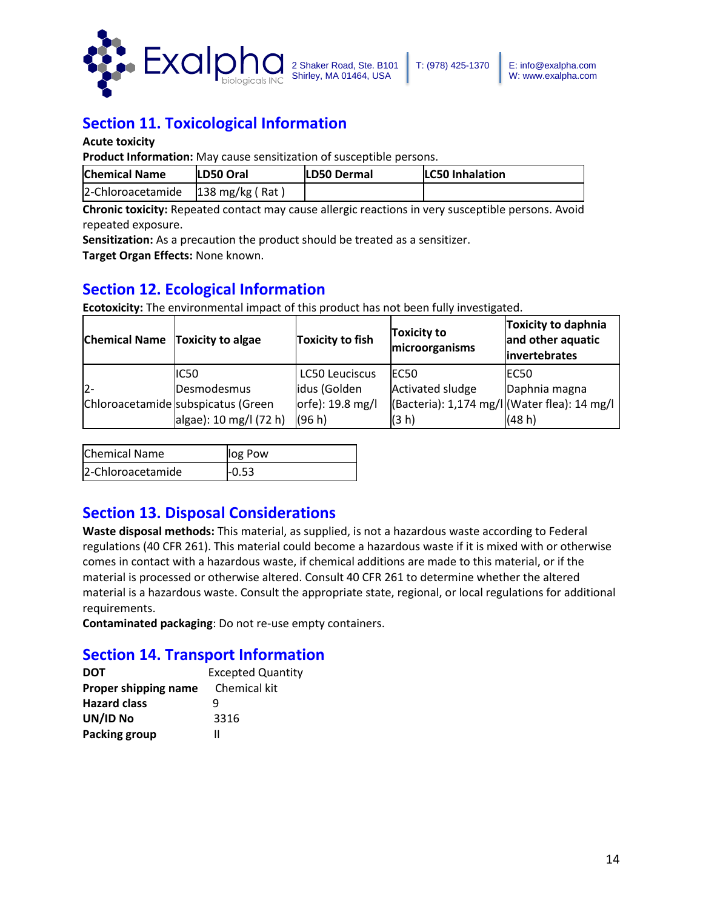## Section 11. Toxicological Information

**Acute toxicity**

**Product Information:** May cause sensitization of susceptible persons.

| Chemical Name | LD50 Oral | LD50 Dermal | LC50 Inhalation |
|---|---|---|---|
| 2-Chloroacetamide | 138 mg/kg ( Rat ) | | |

**Chronic toxicity:** Repeated contact may cause allergic reactions in very susceptible persons. Avoid repeated exposure.

**Sensitization:** As a precaution the product should be treated as a sensitizer.

**Target Organ Effects:** None known.

## Section 12. Ecological Information

**Ecotoxicity:** The environmental impact of this product has not been fully investigated.

| Chemical Name | Toxicity to algae | Toxicity to fish | Toxicity to microorganisms | Toxicity to daphnia and other aquatic invertebrates |
|---|---|---|---|---|
| 2-Chloroacetamide | IC50 Desmodesmus subspicatus (Green algae): 10 mg/l (72 h) | LC50 Leuciscus idus (Golden orfe): 19.8 mg/l (96 h) | EC50 Activated sludge (Bacteria): 1,174 mg/l (3 h) | EC50 Daphnia magna (Water flea): 14 mg/l (48 h) |

| Chemical Name | log Pow |
|---|---|
| 2-Chloroacetamide | -0.53 |

## Section 13. Disposal Considerations

**Waste disposal methods:** This material, as supplied, is not a hazardous waste according to Federal regulations (40 CFR 261). This material could become a hazardous waste if it is mixed with or otherwise comes in contact with a hazardous waste, if chemical additions are made to this material, or if the material is processed or otherwise altered. Consult 40 CFR 261 to determine whether the altered material is a hazardous waste. Consult the appropriate state, regional, or local regulations for additional requirements.

**Contaminated packaging**: Do not re-use empty containers.

## Section 14. Transport Information

**DOT** Excepted Quantity
**Proper shipping name** Chemical kit
**Hazard class** 9
**UN/ID No** 3316
**Packing group** II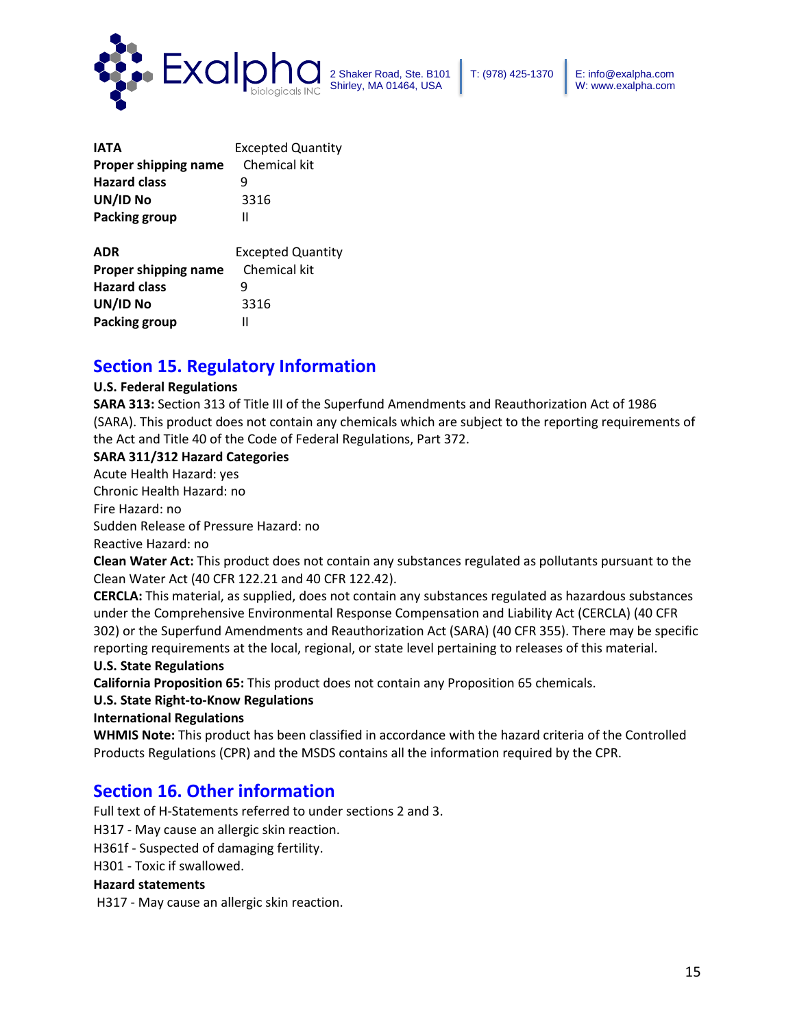| | |
|---|---|
| **IATA** | Excepted Quantity |
| **Proper shipping name** | Chemical kit |
| **Hazard class** | 9 |
| **UN/ID No** | 3316 |
| **Packing group** | II |

| | |
|---|---|
| **ADR** | Excepted Quantity |
| **Proper shipping name** | Chemical kit |
| **Hazard class** | 9 |
| **UN/ID No** | 3316 |
| **Packing group** | II |

## Section 15. Regulatory Information

**U.S. Federal Regulations**

**SARA 313:** Section 313 of Title III of the Superfund Amendments and Reauthorization Act of 1986 (SARA). This product does not contain any chemicals which are subject to the reporting requirements of the Act and Title 40 of the Code of Federal Regulations, Part 372.

**SARA 311/312 Hazard Categories**

Acute Health Hazard: yes
Chronic Health Hazard: no
Fire Hazard: no
Sudden Release of Pressure Hazard: no
Reactive Hazard: no

**Clean Water Act:** This product does not contain any substances regulated as pollutants pursuant to the Clean Water Act (40 CFR 122.21 and 40 CFR 122.42).

**CERCLA:** This material, as supplied, does not contain any substances regulated as hazardous substances under the Comprehensive Environmental Response Compensation and Liability Act (CERCLA) (40 CFR 302) or the Superfund Amendments and Reauthorization Act (SARA) (40 CFR 355). There may be specific reporting requirements at the local, regional, or state level pertaining to releases of this material.

**U.S. State Regulations**

**California Proposition 65:** This product does not contain any Proposition 65 chemicals.

**U.S. State Right-to-Know Regulations**

**International Regulations**

**WHMIS Note:** This product has been classified in accordance with the hazard criteria of the Controlled Products Regulations (CPR) and the MSDS contains all the information required by the CPR.

## Section 16. Other information

Full text of H-Statements referred to under sections 2 and 3.
H317 - May cause an allergic skin reaction.
H361f - Suspected of damaging fertility.
H301 - Toxic if swallowed.

**Hazard statements**

H317 - May cause an allergic skin reaction.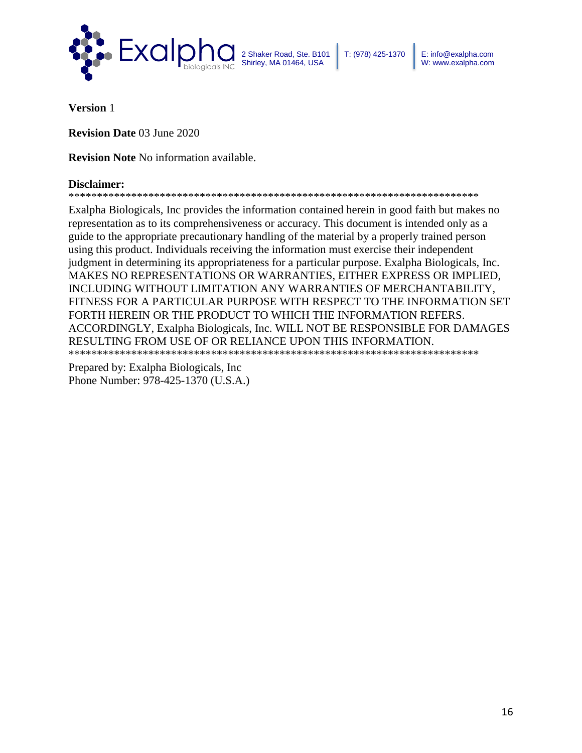**Version** 1

**Revision Date** 03 June 2020

**Revision Note** No information available.

**Disclaimer:**

***************************************************************************

Exalpha Biologicals, Inc provides the information contained herein in good faith but makes no representation as to its comprehensiveness or accuracy. This document is intended only as a guide to the appropriate precautionary handling of the material by a properly trained person using this product. Individuals receiving the information must exercise their independent judgment in determining its appropriateness for a particular purpose. Exalpha Biologicals, Inc. MAKES NO REPRESENTATIONS OR WARRANTIES, EITHER EXPRESS OR IMPLIED, INCLUDING WITHOUT LIMITATION ANY WARRANTIES OF MERCHANTABILITY, FITNESS FOR A PARTICULAR PURPOSE WITH RESPECT TO THE INFORMATION SET FORTH HEREIN OR THE PRODUCT TO WHICH THE INFORMATION REFERS. ACCORDINGLY, Exalpha Biologicals, Inc. WILL NOT BE RESPONSIBLE FOR DAMAGES RESULTING FROM USE OF OR RELIANCE UPON THIS INFORMATION.

***************************************************************************

Prepared by: Exalpha Biologicals, Inc
Phone Number: 978-425-1370 (U.S.A.)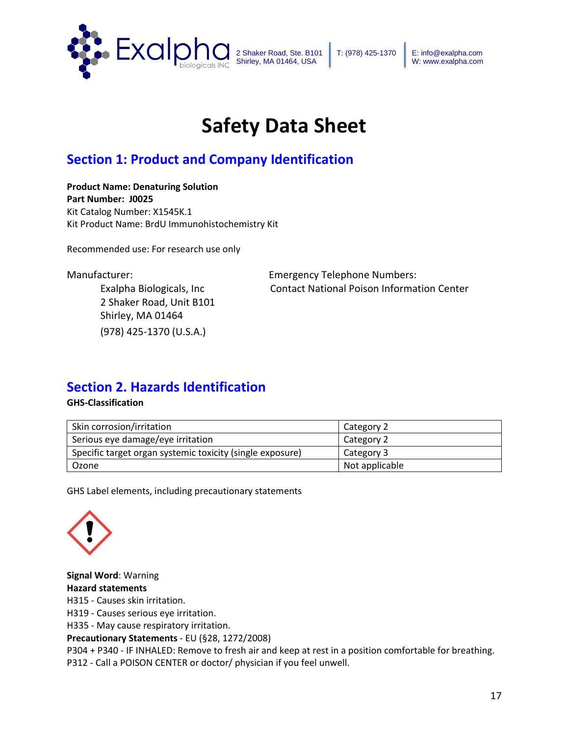# Safety Data Sheet

## Section 1: Product and Company Identification

**Product Name: Denaturing Solution**
**Part Number: J0025**
Kit Catalog Number: X1545K.1
Kit Product Name: BrdU Immunohistochemistry Kit

Recommended use: For research use only

Manufacturer:
Exalpha Biologicals, Inc
2 Shaker Road, Unit B101
Shirley, MA 01464
(978) 425-1370 (U.S.A.)

Emergency Telephone Numbers:
Contact National Poison Information Center

## Section 2. Hazards Identification

**GHS-Classification**

| Skin corrosion/irritation | Category 2 |
|---|---|
| Serious eye damage/eye irritation | Category 2 |
| Specific target organ systemic toxicity (single exposure) | Category 3 |
| Ozone | Not applicable |

GHS Label elements, including precautionary statements

**Signal Word**: Warning
**Hazard statements**
H315 - Causes skin irritation.
H319 - Causes serious eye irritation.
H335 - May cause respiratory irritation.
**Precautionary Statements** - EU (§28, 1272/2008)
P304 + P340 - IF INHALED: Remove to fresh air and keep at rest in a position comfortable for breathing.
P312 - Call a POISON CENTER or doctor/ physician if you feel unwell.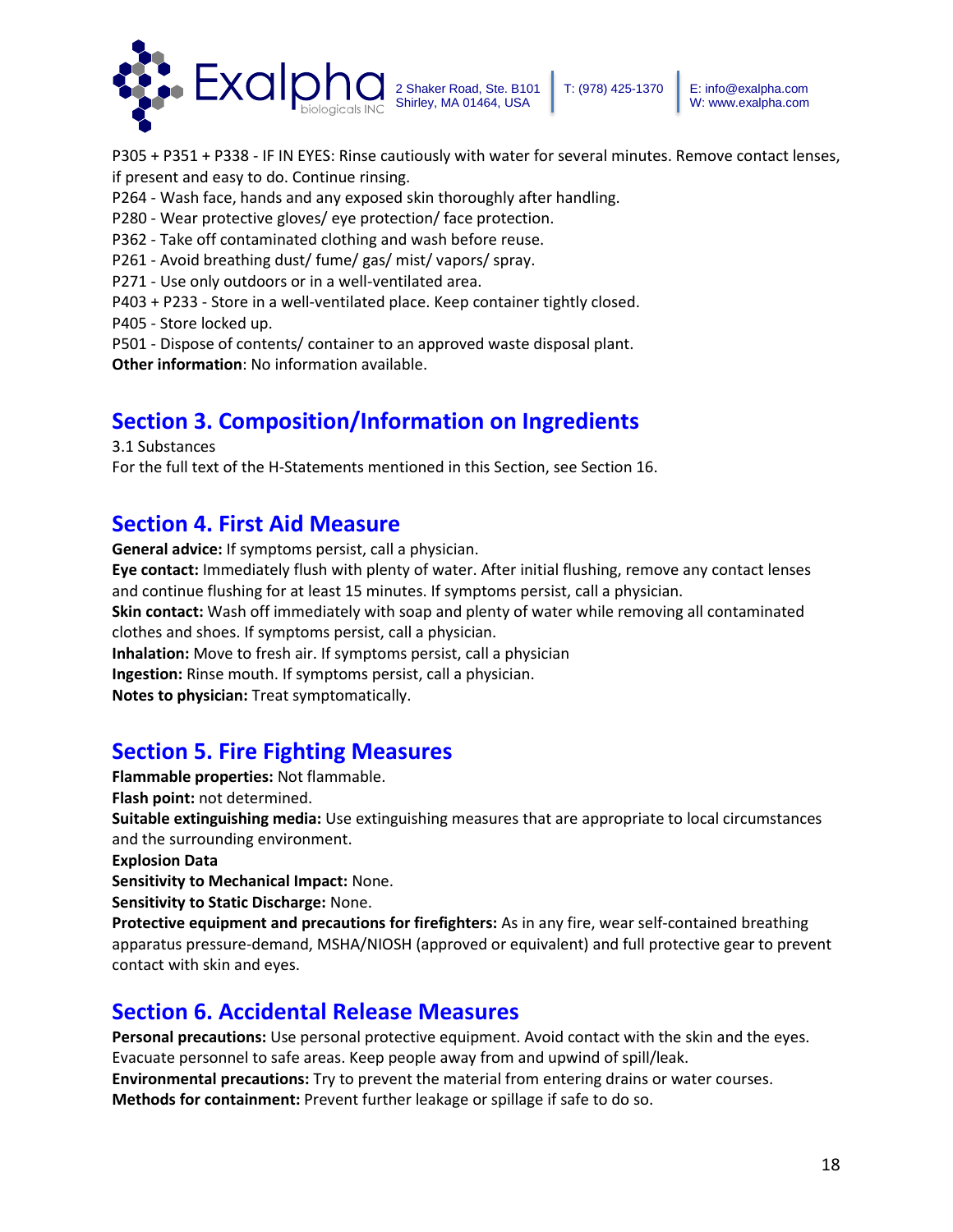P305 + P351 + P338 - IF IN EYES: Rinse cautiously with water for several minutes. Remove contact lenses, if present and easy to do. Continue rinsing.
P264 - Wash face, hands and any exposed skin thoroughly after handling.
P280 - Wear protective gloves/ eye protection/ face protection.
P362 - Take off contaminated clothing and wash before reuse.
P261 - Avoid breathing dust/ fume/ gas/ mist/ vapors/ spray.
P271 - Use only outdoors or in a well-ventilated area.
P403 + P233 - Store in a well-ventilated place. Keep container tightly closed.
P405 - Store locked up.
P501 - Dispose of contents/ container to an approved waste disposal plant.
**Other information**: No information available.

## Section 3. Composition/Information on Ingredients

3.1 Substances
For the full text of the H-Statements mentioned in this Section, see Section 16.

## Section 4. First Aid Measure

**General advice:** If symptoms persist, call a physician.
**Eye contact:** Immediately flush with plenty of water. After initial flushing, remove any contact lenses and continue flushing for at least 15 minutes. If symptoms persist, call a physician.
**Skin contact:** Wash off immediately with soap and plenty of water while removing all contaminated clothes and shoes. If symptoms persist, call a physician.
**Inhalation:** Move to fresh air. If symptoms persist, call a physician
**Ingestion:** Rinse mouth. If symptoms persist, call a physician.
**Notes to physician:** Treat symptomatically.

## Section 5. Fire Fighting Measures

**Flammable properties:** Not flammable.
**Flash point:** not determined.
**Suitable extinguishing media:** Use extinguishing measures that are appropriate to local circumstances and the surrounding environment.
**Explosion Data**
**Sensitivity to Mechanical Impact:** None.
**Sensitivity to Static Discharge:** None.
**Protective equipment and precautions for firefighters:** As in any fire, wear self-contained breathing apparatus pressure-demand, MSHA/NIOSH (approved or equivalent) and full protective gear to prevent contact with skin and eyes.

## Section 6. Accidental Release Measures

**Personal precautions:** Use personal protective equipment. Avoid contact with the skin and the eyes. Evacuate personnel to safe areas. Keep people away from and upwind of spill/leak.
**Environmental precautions:** Try to prevent the material from entering drains or water courses.
**Methods for containment:** Prevent further leakage or spillage if safe to do so.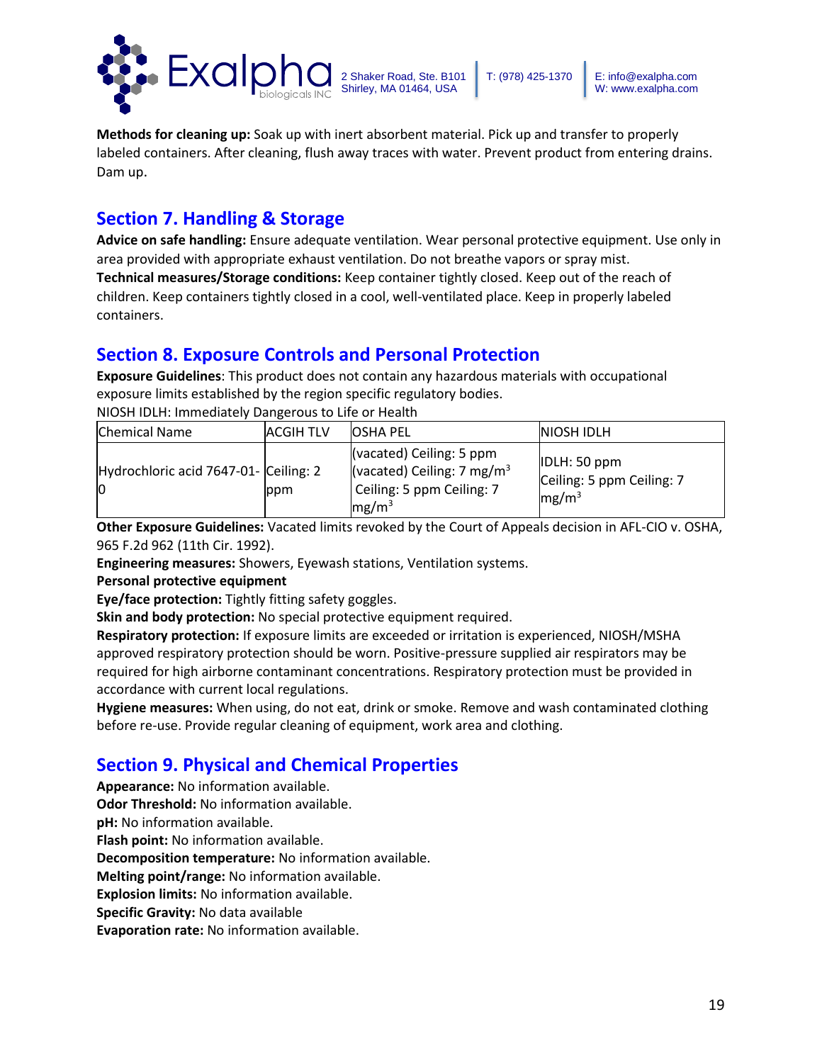**Methods for cleaning up:** Soak up with inert absorbent material. Pick up and transfer to properly labeled containers. After cleaning, flush away traces with water. Prevent product from entering drains. Dam up.

## Section 7. Handling & Storage

**Advice on safe handling:** Ensure adequate ventilation. Wear personal protective equipment. Use only in area provided with appropriate exhaust ventilation. Do not breathe vapors or spray mist.
**Technical measures/Storage conditions:** Keep container tightly closed. Keep out of the reach of children. Keep containers tightly closed in a cool, well-ventilated place. Keep in properly labeled containers.

## Section 8. Exposure Controls and Personal Protection

**Exposure Guidelines**: This product does not contain any hazardous materials with occupational exposure limits established by the region specific regulatory bodies.
NIOSH IDLH: Immediately Dangerous to Life or Health

| Chemical Name | ACGIH TLV | OSHA PEL | NIOSH IDLH |
|---|---|---|---|
| Hydrochloric acid 7647-01-0 | Ceiling: 2 ppm | (vacated) Ceiling: 5 ppm (vacated) Ceiling: 7 $mg/m^3$ Ceiling: 5 ppm Ceiling: 7 $mg/m^3$ | IDLH: 50 ppm Ceiling: 5 ppm Ceiling: 7 $mg/m^3$ |

**Other Exposure Guidelines:** Vacated limits revoked by the Court of Appeals decision in AFL-CIO v. OSHA, 965 F.2d 962 (11th Cir. 1992).
**Engineering measures:** Showers, Eyewash stations, Ventilation systems.
**Personal protective equipment**
**Eye/face protection:** Tightly fitting safety goggles.
**Skin and body protection:** No special protective equipment required.
**Respiratory protection:** If exposure limits are exceeded or irritation is experienced, NIOSH/MSHA approved respiratory protection should be worn. Positive-pressure supplied air respirators may be required for high airborne contaminant concentrations. Respiratory protection must be provided in accordance with current local regulations.
**Hygiene measures:** When using, do not eat, drink or smoke. Remove and wash contaminated clothing before re-use. Provide regular cleaning of equipment, work area and clothing.

## Section 9. Physical and Chemical Properties

**Appearance:** No information available.
**Odor Threshold:** No information available.
**pH:** No information available.
**Flash point:** No information available.
**Decomposition temperature:** No information available.
**Melting point/range:** No information available.
**Explosion limits:** No information available.
**Specific Gravity:** No data available
**Evaporation rate:** No information available.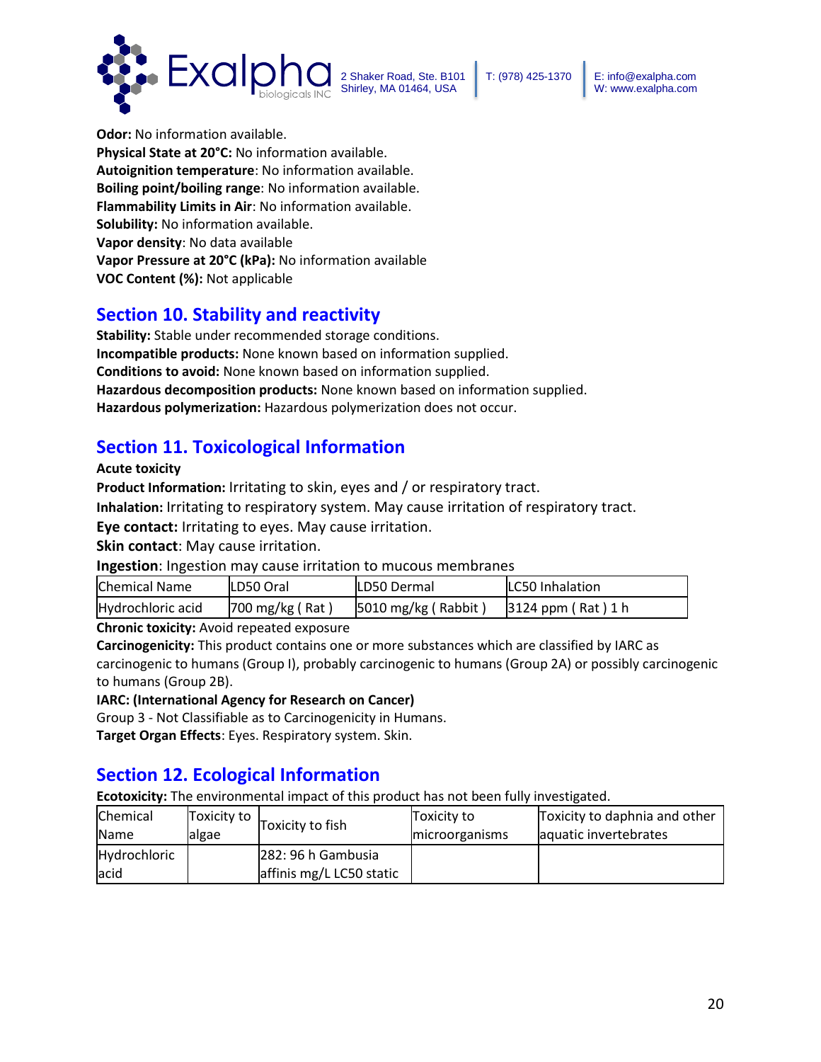**Odor:** No information available.
**Physical State at 20°C:** No information available.
**Autoignition temperature**: No information available.
**Boiling point/boiling range**: No information available.
**Flammability Limits in Air**: No information available.
**Solubility:** No information available.
**Vapor density**: No data available
**Vapor Pressure at 20°C (kPa):** No information available
**VOC Content (%):** Not applicable

## Section 10. Stability and reactivity

**Stability:** Stable under recommended storage conditions.
**Incompatible products:** None known based on information supplied.
**Conditions to avoid:** None known based on information supplied.
**Hazardous decomposition products:** None known based on information supplied.
**Hazardous polymerization:** Hazardous polymerization does not occur.

## Section 11. Toxicological Information

**Acute toxicity**

**Product Information:** Irritating to skin, eyes and / or respiratory tract.
**Inhalation:** Irritating to respiratory system. May cause irritation of respiratory tract.
**Eye contact:** Irritating to eyes. May cause irritation.
**Skin contact**: May cause irritation.
**Ingestion**: Ingestion may cause irritation to mucous membranes

| Chemical Name | LD50 Oral | LD50 Dermal | LC50 Inhalation |
|---|---|---|---|
| Hydrochloric acid | 700 mg/kg ( Rat ) | 5010 mg/kg ( Rabbit ) | 3124 ppm ( Rat ) 1 h |

**Chronic toxicity:** Avoid repeated exposure
**Carcinogenicity:** This product contains one or more substances which are classified by IARC as carcinogenic to humans (Group I), probably carcinogenic to humans (Group 2A) or possibly carcinogenic to humans (Group 2B).
**IARC: (International Agency for Research on Cancer)**
Group 3 - Not Classifiable as to Carcinogenicity in Humans.
**Target Organ Effects**: Eyes. Respiratory system. Skin.

## Section 12. Ecological Information

**Ecotoxicity:** The environmental impact of this product has not been fully investigated.

| Chemical Name | Toxicity to algae | Toxicity to fish | Toxicity to microorganisms | Toxicity to daphnia and other aquatic invertebrates |
|---|---|---|---|---|
| Hydrochloric acid | | 282: 96 h Gambusia affinis mg/L LC50 static | | |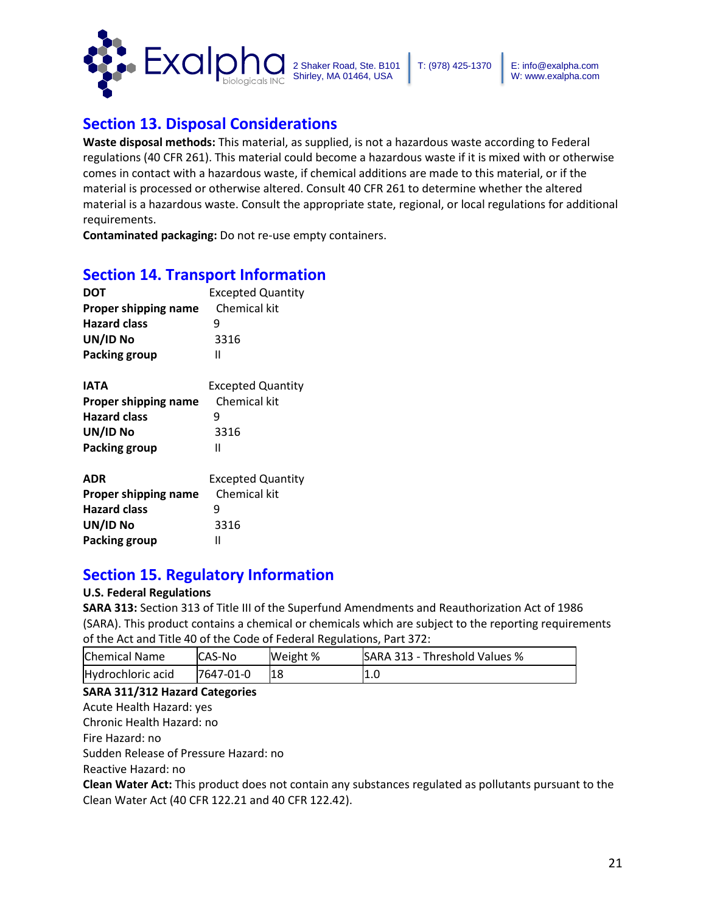## Section 13. Disposal Considerations

**Waste disposal methods:** This material, as supplied, is not a hazardous waste according to Federal regulations (40 CFR 261). This material could become a hazardous waste if it is mixed with or otherwise comes in contact with a hazardous waste, if chemical additions are made to this material, or if the material is processed or otherwise altered. Consult 40 CFR 261 to determine whether the altered material is a hazardous waste. Consult the appropriate state, regional, or local regulations for additional requirements.

**Contaminated packaging:** Do not re-use empty containers.

## Section 14. Transport Information

**DOT** Excepted Quantity
**Proper shipping name** Chemical kit
**Hazard class** 9
**UN/ID No** 3316
**Packing group** II

**IATA** Excepted Quantity
**Proper shipping name** Chemical kit
**Hazard class** 9
**UN/ID No** 3316
**Packing group** II

**ADR** Excepted Quantity
**Proper shipping name** Chemical kit
**Hazard class** 9
**UN/ID No** 3316
**Packing group** II

## Section 15. Regulatory Information

**U.S. Federal Regulations**

**SARA 313:** Section 313 of Title III of the Superfund Amendments and Reauthorization Act of 1986 (SARA). This product contains a chemical or chemicals which are subject to the reporting requirements of the Act and Title 40 of the Code of Federal Regulations, Part 372:

| Chemical Name | CAS-No | Weight % | SARA 313 - Threshold Values % |
|---|---|---|---|
| Hydrochloric acid | 7647-01-0 | 18 | 1.0 |

**SARA 311/312 Hazard Categories**

Acute Health Hazard: yes
Chronic Health Hazard: no
Fire Hazard: no
Sudden Release of Pressure Hazard: no
Reactive Hazard: no

**Clean Water Act:** This product does not contain any substances regulated as pollutants pursuant to the Clean Water Act (40 CFR 122.21 and 40 CFR 122.42).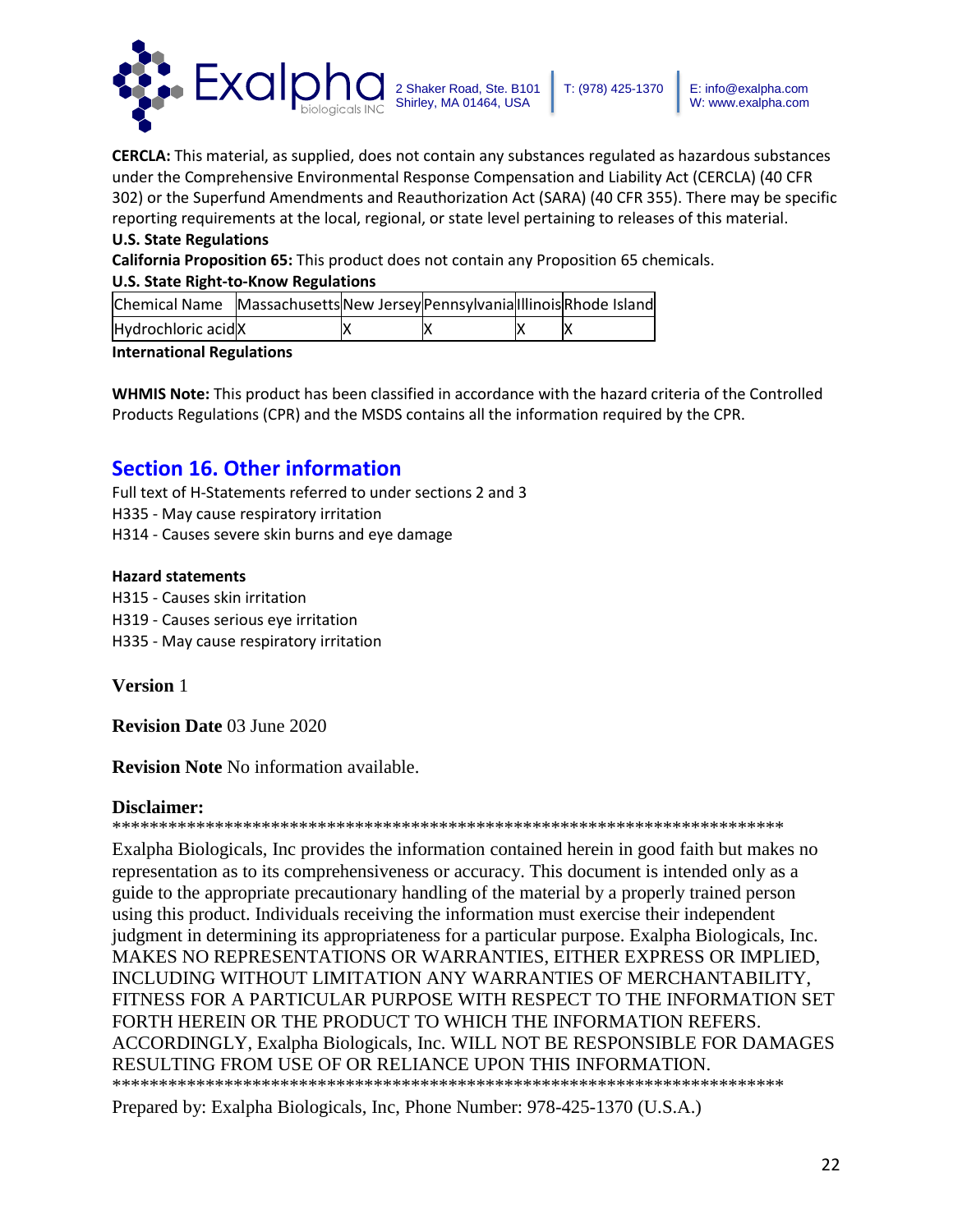**CERCLA:** This material, as supplied, does not contain any substances regulated as hazardous substances under the Comprehensive Environmental Response Compensation and Liability Act (CERCLA) (40 CFR 302) or the Superfund Amendments and Reauthorization Act (SARA) (40 CFR 355). There may be specific reporting requirements at the local, regional, or state level pertaining to releases of this material.

**U.S. State Regulations**

**California Proposition 65:** This product does not contain any Proposition 65 chemicals.

**U.S. State Right-to-Know Regulations**

| Chemical Name | Massachusetts | New Jersey | Pennsylvania | Illinois | Rhode Island |
|---|---|---|---|---|---|
| Hydrochloric acid | X | X | X | X | X |

**International Regulations**

**WHMIS Note:** This product has been classified in accordance with the hazard criteria of the Controlled Products Regulations (CPR) and the MSDS contains all the information required by the CPR.

## Section 16. Other information

Full text of H-Statements referred to under sections 2 and 3

H335 - May cause respiratory irritation

H314 - Causes severe skin burns and eye damage

**Hazard statements**

H315 - Causes skin irritation

H319 - Causes serious eye irritation

H335 - May cause respiratory irritation

**Version** 1

**Revision Date** 03 June 2020

**Revision Note** No information available.

**Disclaimer:**

****************************************************************************

Exalpha Biologicals, Inc provides the information contained herein in good faith but makes no representation as to its comprehensiveness or accuracy. This document is intended only as a guide to the appropriate precautionary handling of the material by a properly trained person using this product. Individuals receiving the information must exercise their independent judgment in determining its appropriateness for a particular purpose. Exalpha Biologicals, Inc. MAKES NO REPRESENTATIONS OR WARRANTIES, EITHER EXPRESS OR IMPLIED, INCLUDING WITHOUT LIMITATION ANY WARRANTIES OF MERCHANTABILITY, FITNESS FOR A PARTICULAR PURPOSE WITH RESPECT TO THE INFORMATION SET FORTH HEREIN OR THE PRODUCT TO WHICH THE INFORMATION REFERS. ACCORDINGLY, Exalpha Biologicals, Inc. WILL NOT BE RESPONSIBLE FOR DAMAGES RESULTING FROM USE OF OR RELIANCE UPON THIS INFORMATION.

****************************************************************************

Prepared by: Exalpha Biologicals, Inc, Phone Number: 978-425-1370 (U.S.A.)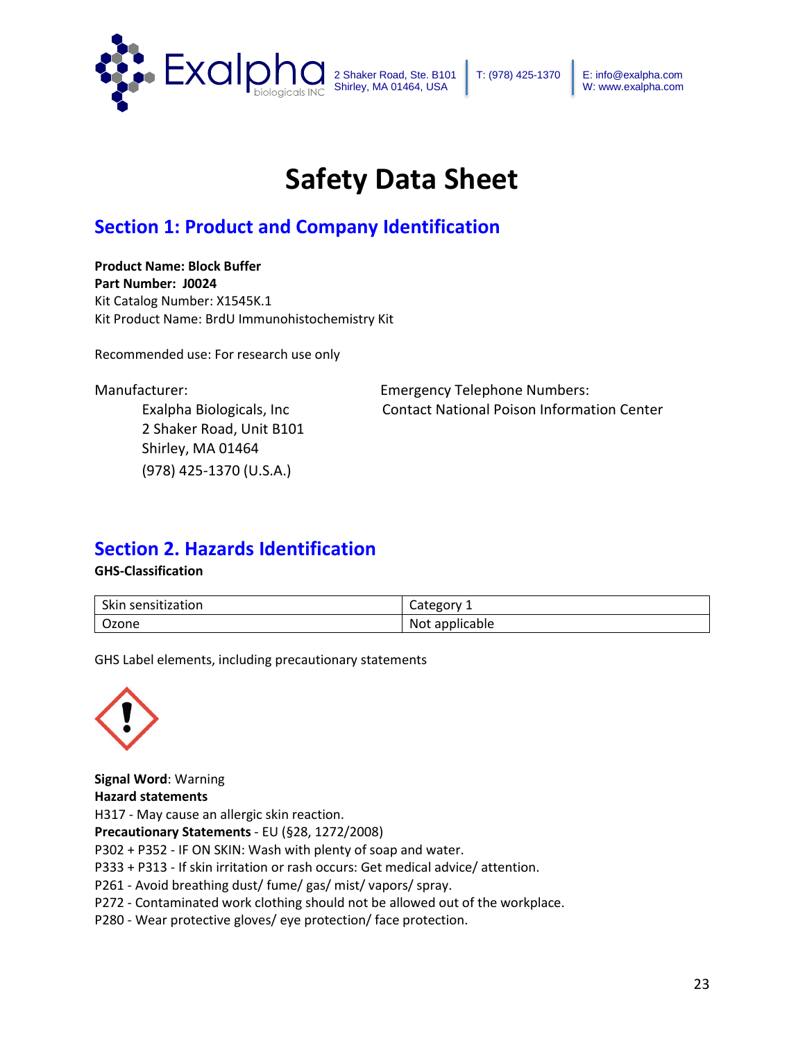# Safety Data Sheet

## Section 1: Product and Company Identification

**Product Name: Block Buffer**
**Part Number: J0024**
Kit Catalog Number: X1545K.1
Kit Product Name: BrdU Immunohistochemistry Kit

Recommended use: For research use only

Manufacturer:
Exalpha Biologicals, Inc
2 Shaker Road, Unit B101
Shirley, MA 01464
(978) 425-1370 (U.S.A.)

Emergency Telephone Numbers:
Contact National Poison Information Center

## Section 2. Hazards Identification

**GHS-Classification**

| Skin sensitization | Category 1 |
|---|---|
| Ozone | Not applicable |

GHS Label elements, including precautionary statements

**Signal Word**: Warning
**Hazard statements**
H317 - May cause an allergic skin reaction.
**Precautionary Statements** - EU (§28, 1272/2008)
P302 + P352 - IF ON SKIN: Wash with plenty of soap and water.
P333 + P313 - If skin irritation or rash occurs: Get medical advice/ attention.
P261 - Avoid breathing dust/ fume/ gas/ mist/ vapors/ spray.
P272 - Contaminated work clothing should not be allowed out of the workplace.
P280 - Wear protective gloves/ eye protection/ face protection.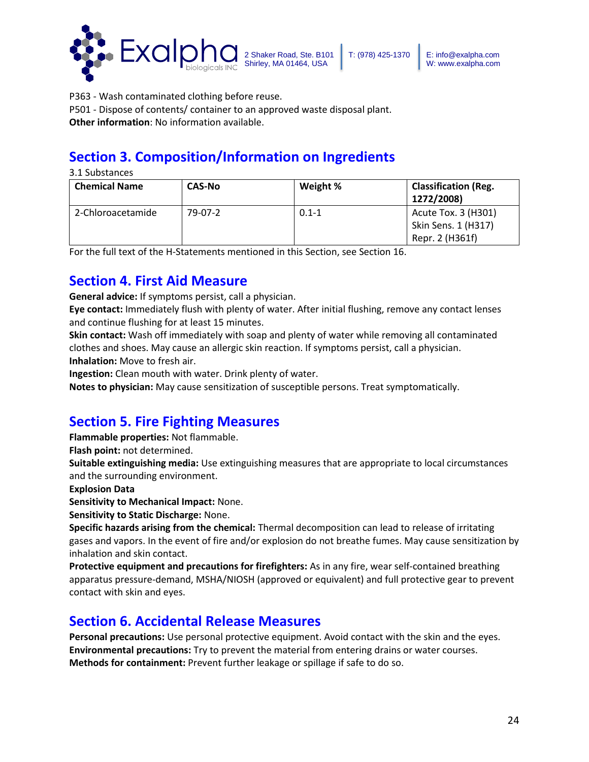P363 - Wash contaminated clothing before reuse.
P501 - Dispose of contents/ container to an approved waste disposal plant.
**Other information**: No information available.

## Section 3. Composition/Information on Ingredients

3.1 Substances

| Chemical Name | CAS-No | Weight % | Classification (Reg. 1272/2008) |
|---|---|---|---|
| 2-Chloroacetamide | 79-07-2 | 0.1-1 | Acute Tox. 3 (H301)<br>Skin Sens. 1 (H317)<br>Repr. 2 (H361f) |

For the full text of the H-Statements mentioned in this Section, see Section 16.

## Section 4. First Aid Measure

**General advice:** If symptoms persist, call a physician.
**Eye contact:** Immediately flush with plenty of water. After initial flushing, remove any contact lenses and continue flushing for at least 15 minutes.
**Skin contact:** Wash off immediately with soap and plenty of water while removing all contaminated clothes and shoes. May cause an allergic skin reaction. If symptoms persist, call a physician.
**Inhalation:** Move to fresh air.
**Ingestion:** Clean mouth with water. Drink plenty of water.
**Notes to physician:** May cause sensitization of susceptible persons. Treat symptomatically.

## Section 5. Fire Fighting Measures

**Flammable properties:** Not flammable.
**Flash point:** not determined.
**Suitable extinguishing media:** Use extinguishing measures that are appropriate to local circumstances and the surrounding environment.
**Explosion Data**
**Sensitivity to Mechanical Impact:** None.
**Sensitivity to Static Discharge:** None.
**Specific hazards arising from the chemical:** Thermal decomposition can lead to release of irritating gases and vapors. In the event of fire and/or explosion do not breathe fumes. May cause sensitization by inhalation and skin contact.
**Protective equipment and precautions for firefighters:** As in any fire, wear self-contained breathing apparatus pressure-demand, MSHA/NIOSH (approved or equivalent) and full protective gear to prevent contact with skin and eyes.

## Section 6. Accidental Release Measures

**Personal precautions:** Use personal protective equipment. Avoid contact with the skin and the eyes.
**Environmental precautions:** Try to prevent the material from entering drains or water courses.
**Methods for containment:** Prevent further leakage or spillage if safe to do so.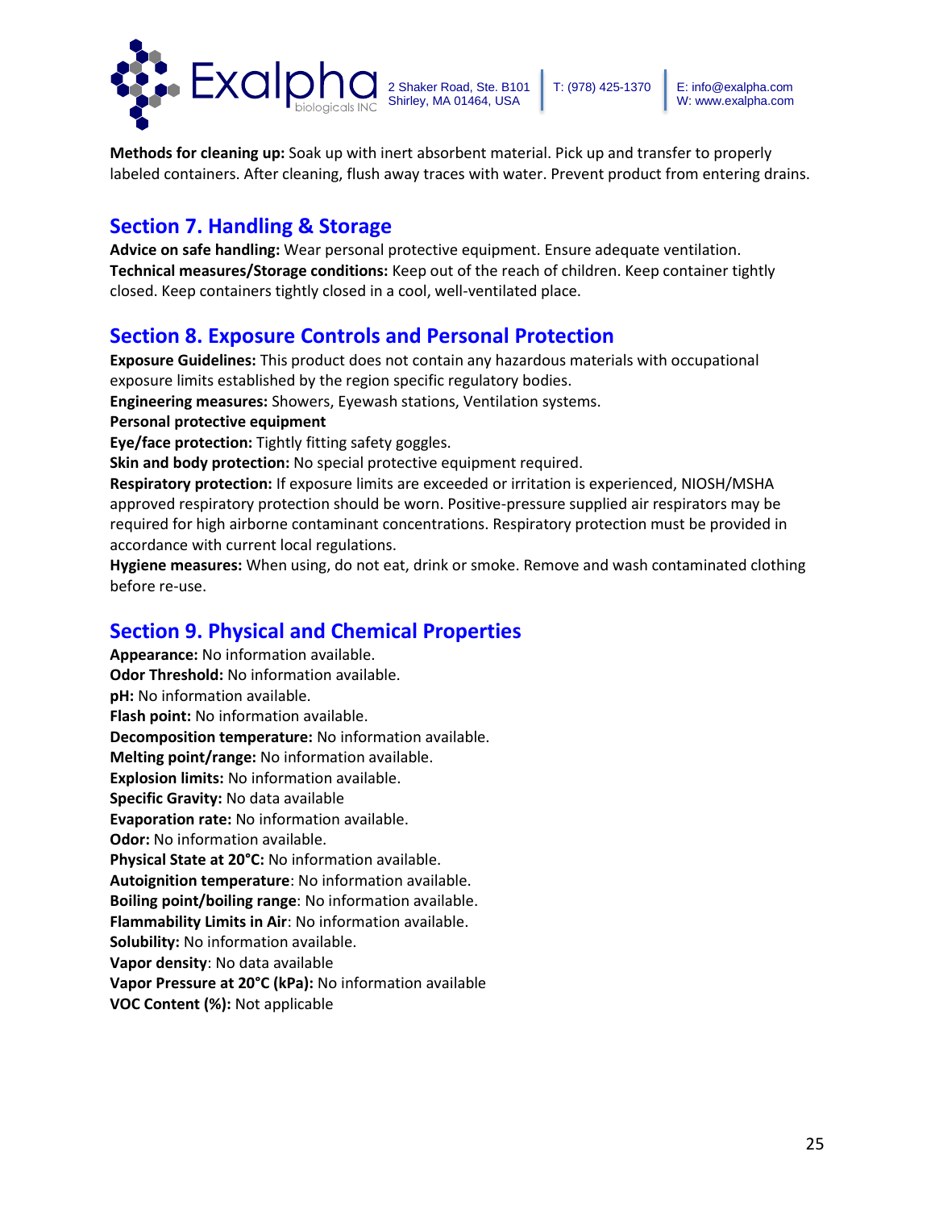**Methods for cleaning up:** Soak up with inert absorbent material. Pick up and transfer to properly labeled containers. After cleaning, flush away traces with water. Prevent product from entering drains.

## Section 7. Handling & Storage

**Advice on safe handling:** Wear personal protective equipment. Ensure adequate ventilation.
**Technical measures/Storage conditions:** Keep out of the reach of children. Keep container tightly closed. Keep containers tightly closed in a cool, well-ventilated place.

## Section 8. Exposure Controls and Personal Protection

**Exposure Guidelines:** This product does not contain any hazardous materials with occupational exposure limits established by the region specific regulatory bodies.
**Engineering measures:** Showers, Eyewash stations, Ventilation systems.
**Personal protective equipment**
**Eye/face protection:** Tightly fitting safety goggles.
**Skin and body protection:** No special protective equipment required.
**Respiratory protection:** If exposure limits are exceeded or irritation is experienced, NIOSH/MSHA approved respiratory protection should be worn. Positive-pressure supplied air respirators may be required for high airborne contaminant concentrations. Respiratory protection must be provided in accordance with current local regulations.
**Hygiene measures:** When using, do not eat, drink or smoke. Remove and wash contaminated clothing before re-use.

## Section 9. Physical and Chemical Properties

**Appearance:** No information available.
**Odor Threshold:** No information available.
**pH:** No information available.
**Flash point:** No information available.
**Decomposition temperature:** No information available.
**Melting point/range:** No information available.
**Explosion limits:** No information available.
**Specific Gravity:** No data available
**Evaporation rate:** No information available.
**Odor:** No information available.
**Physical State at 20°C:** No information available.
**Autoignition temperature**: No information available.
**Boiling point/boiling range**: No information available.
**Flammability Limits in Air**: No information available.
**Solubility:** No information available.
**Vapor density**: No data available
**Vapor Pressure at 20°C (kPa):** No information available
**VOC Content (%):** Not applicable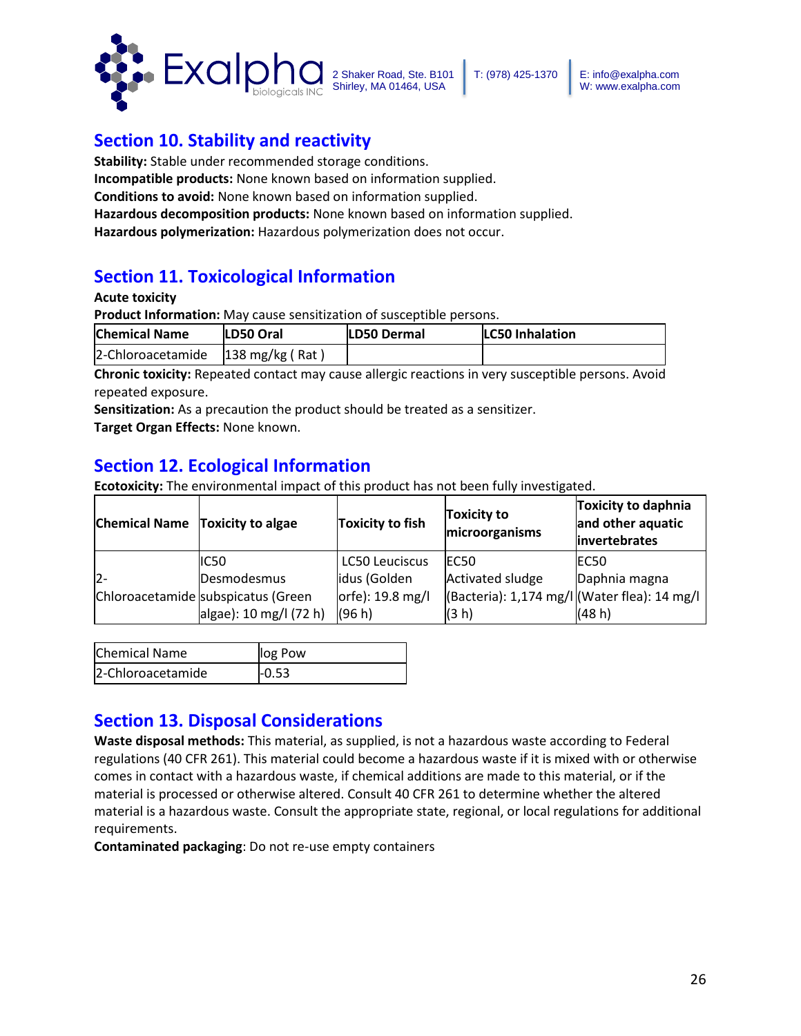## Section 10. Stability and reactivity

**Stability:** Stable under recommended storage conditions.
**Incompatible products:** None known based on information supplied.
**Conditions to avoid:** None known based on information supplied.
**Hazardous decomposition products:** None known based on information supplied.
**Hazardous polymerization:** Hazardous polymerization does not occur.

## Section 11. Toxicological Information

**Acute toxicity**

**Product Information:** May cause sensitization of susceptible persons.

| Chemical Name | LD50 Oral | LD50 Dermal | LC50 Inhalation |
|---|---|---|---|
| 2-Chloroacetamide | 138 mg/kg ( Rat ) | | |

**Chronic toxicity:** Repeated contact may cause allergic reactions in very susceptible persons. Avoid repeated exposure.
**Sensitization:** As a precaution the product should be treated as a sensitizer.
**Target Organ Effects:** None known.

## Section 12. Ecological Information

**Ecotoxicity:** The environmental impact of this product has not been fully investigated.

| Chemical Name | Toxicity to algae | Toxicity to fish | Toxicity to microorganisms | Toxicity to daphnia and other aquatic invertebrates |
|---|---|---|---|---|
| 2-Chloroacetamide | IC50 Desmodesmus subspicatus (Green algae): 10 mg/l (72 h) | LC50 Leuciscus idus (Golden orfe): 19.8 mg/l (96 h) | EC50 Activated sludge (Bacteria): 1,174 mg/l (3 h) | EC50 Daphnia magna (Water flea): 14 mg/l (48 h) |

| Chemical Name | log Pow |
|---|---|
| 2-Chloroacetamide | -0.53 |

## Section 13. Disposal Considerations

**Waste disposal methods:** This material, as supplied, is not a hazardous waste according to Federal regulations (40 CFR 261). This material could become a hazardous waste if it is mixed with or otherwise comes in contact with a hazardous waste, if chemical additions are made to this material, or if the material is processed or otherwise altered. Consult 40 CFR 261 to determine whether the altered material is a hazardous waste. Consult the appropriate state, regional, or local regulations for additional requirements.
**Contaminated packaging**: Do not re-use empty containers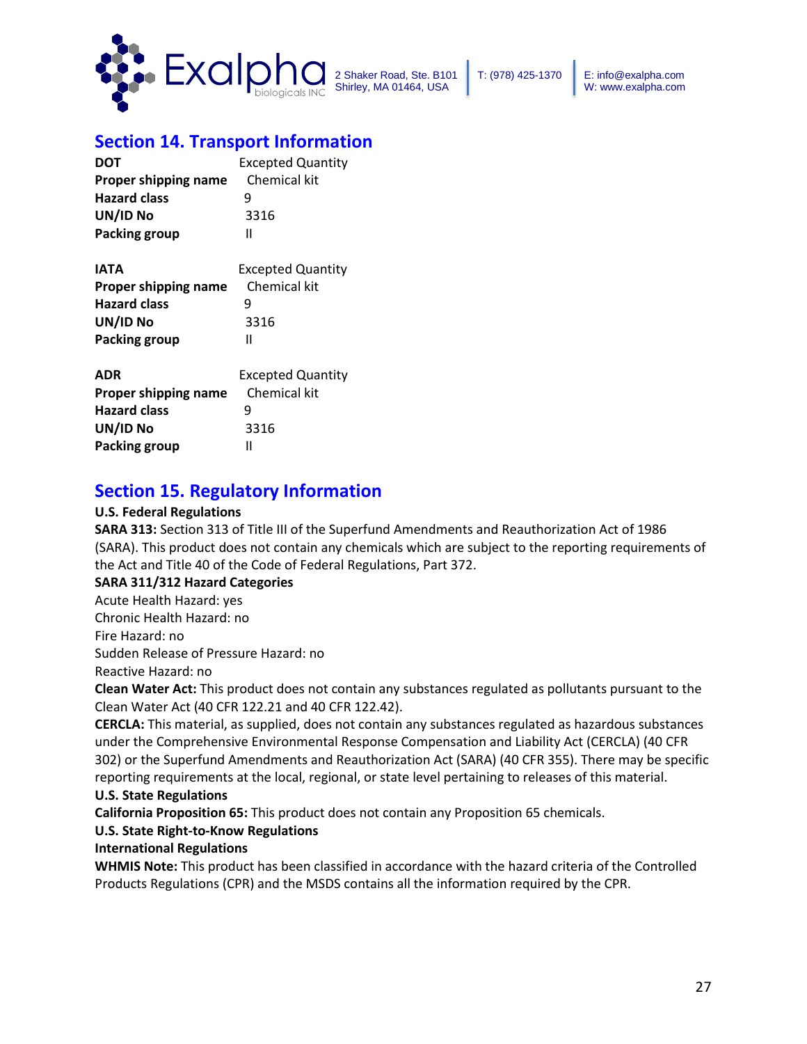## Section 14. Transport Information

| | |
|---|---|
| **DOT** | Excepted Quantity |
| **Proper shipping name** | Chemical kit |
| **Hazard class** | 9 |
| **UN/ID No** | 3316 |
| **Packing group** | II |

| | |
|---|---|
| **IATA** | Excepted Quantity |
| **Proper shipping name** | Chemical kit |
| **Hazard class** | 9 |
| **UN/ID No** | 3316 |
| **Packing group** | II |

| | |
|---|---|
| **ADR** | Excepted Quantity |
| **Proper shipping name** | Chemical kit |
| **Hazard class** | 9 |
| **UN/ID No** | 3316 |
| **Packing group** | II |

## Section 15. Regulatory Information

**U.S. Federal Regulations**

**SARA 313:** Section 313 of Title III of the Superfund Amendments and Reauthorization Act of 1986 (SARA). This product does not contain any chemicals which are subject to the reporting requirements of the Act and Title 40 of the Code of Federal Regulations, Part 372.

**SARA 311/312 Hazard Categories**

Acute Health Hazard: yes
Chronic Health Hazard: no
Fire Hazard: no
Sudden Release of Pressure Hazard: no
Reactive Hazard: no

**Clean Water Act:** This product does not contain any substances regulated as pollutants pursuant to the Clean Water Act (40 CFR 122.21 and 40 CFR 122.42).

**CERCLA:** This material, as supplied, does not contain any substances regulated as hazardous substances under the Comprehensive Environmental Response Compensation and Liability Act (CERCLA) (40 CFR 302) or the Superfund Amendments and Reauthorization Act (SARA) (40 CFR 355). There may be specific reporting requirements at the local, regional, or state level pertaining to releases of this material.

**U.S. State Regulations**

**California Proposition 65:** This product does not contain any Proposition 65 chemicals.

**U.S. State Right-to-Know Regulations**

**International Regulations**

**WHMIS Note:** This product has been classified in accordance with the hazard criteria of the Controlled Products Regulations (CPR) and the MSDS contains all the information required by the CPR.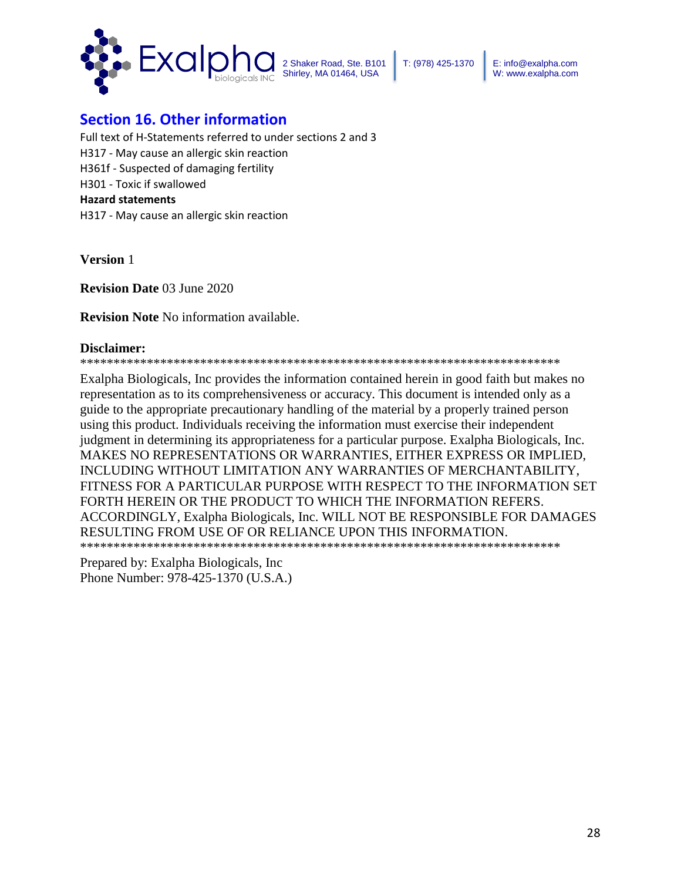## Section 16. Other information

Full text of H-Statements referred to under sections 2 and 3

H317 - May cause an allergic skin reaction

H361f - Suspected of damaging fertility

H301 - Toxic if swallowed

**Hazard statements**

H317 - May cause an allergic skin reaction

**Version** 1

**Revision Date** 03 June 2020

**Revision Note** No information available.

**Disclaimer:**

***************************************************************************

Exalpha Biologicals, Inc provides the information contained herein in good faith but makes no representation as to its comprehensiveness or accuracy. This document is intended only as a guide to the appropriate precautionary handling of the material by a properly trained person using this product. Individuals receiving the information must exercise their independent judgment in determining its appropriateness for a particular purpose. Exalpha Biologicals, Inc. MAKES NO REPRESENTATIONS OR WARRANTIES, EITHER EXPRESS OR IMPLIED, INCLUDING WITHOUT LIMITATION ANY WARRANTIES OF MERCHANTABILITY, FITNESS FOR A PARTICULAR PURPOSE WITH RESPECT TO THE INFORMATION SET FORTH HEREIN OR THE PRODUCT TO WHICH THE INFORMATION REFERS. ACCORDINGLY, Exalpha Biologicals, Inc. WILL NOT BE RESPONSIBLE FOR DAMAGES RESULTING FROM USE OF OR RELIANCE UPON THIS INFORMATION.

***************************************************************************

Prepared by: Exalpha Biologicals, Inc
Phone Number: 978-425-1370 (U.S.A.)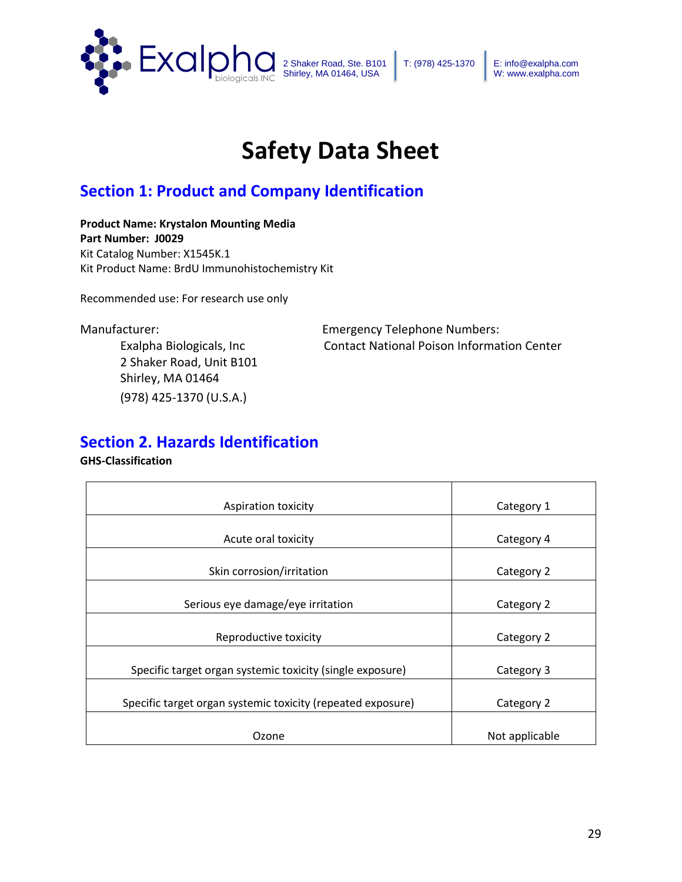# Safety Data Sheet

## Section 1: Product and Company Identification

**Product Name: Krystalon Mounting Media**
**Part Number: J0029**
Kit Catalog Number: X1545K.1
Kit Product Name: BrdU Immunohistochemistry Kit

Recommended use: For research use only

Manufacturer:
Exalpha Biologicals, Inc
2 Shaker Road, Unit B101
Shirley, MA 01464
(978) 425-1370 (U.S.A.)

Emergency Telephone Numbers:
Contact National Poison Information Center

## Section 2. Hazards Identification

**GHS-Classification**

| | |
|---|---|
| Aspiration toxicity | Category 1 |
| Acute oral toxicity | Category 4 |
| Skin corrosion/irritation | Category 2 |
| Serious eye damage/eye irritation | Category 2 |
| Reproductive toxicity | Category 2 |
| Specific target organ systemic toxicity (single exposure) | Category 3 |
| Specific target organ systemic toxicity (repeated exposure) | Category 2 |
| Ozone | Not applicable |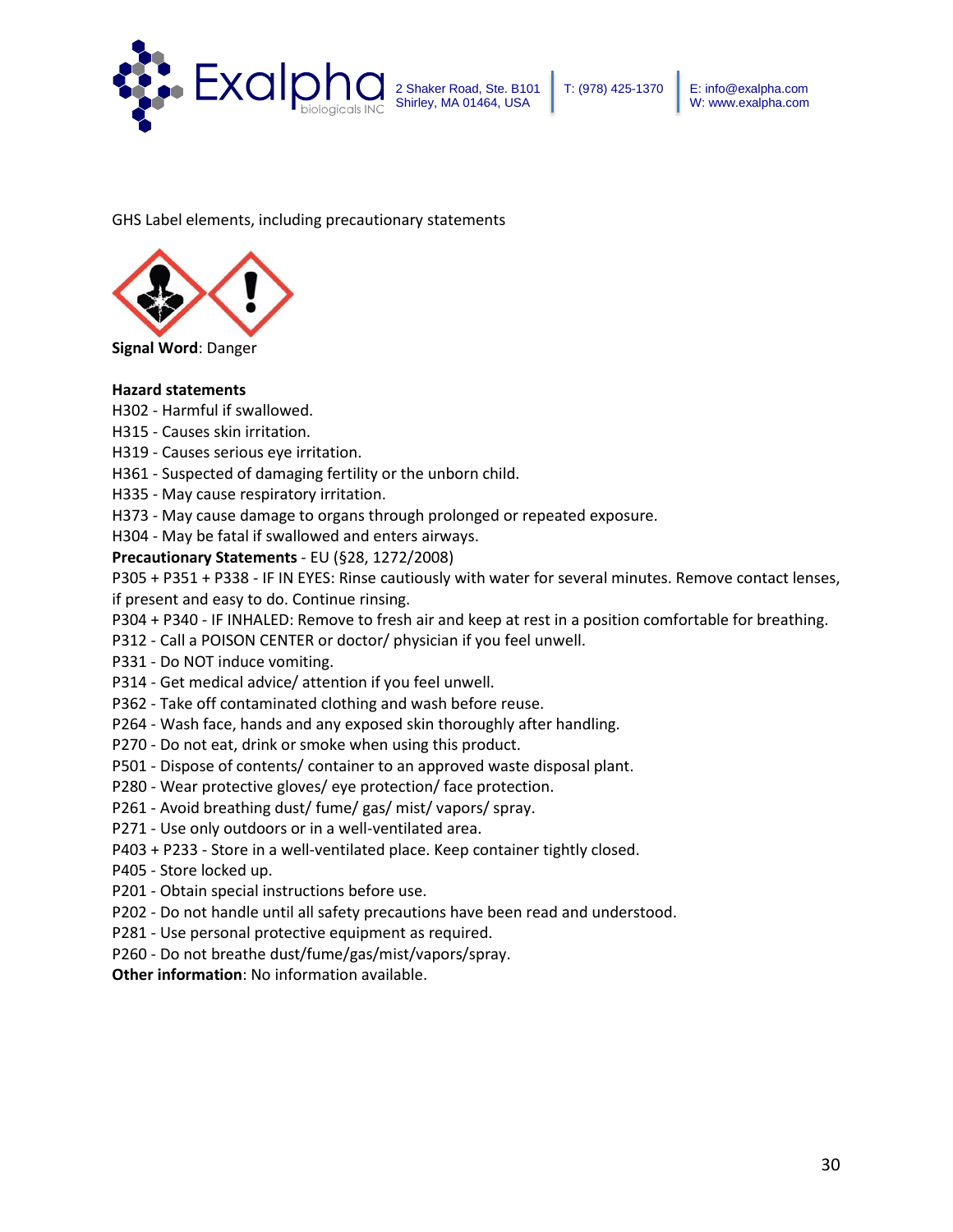GHS Label elements, including precautionary statements

**Signal Word**: Danger

**Hazard statements**

H302 - Harmful if swallowed.
H315 - Causes skin irritation.
H319 - Causes serious eye irritation.
H361 - Suspected of damaging fertility or the unborn child.
H335 - May cause respiratory irritation.
H373 - May cause damage to organs through prolonged or repeated exposure.
H304 - May be fatal if swallowed and enters airways.

**Precautionary Statements** - EU (§28, 1272/2008)

P305 + P351 + P338 - IF IN EYES: Rinse cautiously with water for several minutes. Remove contact lenses, if present and easy to do. Continue rinsing.
P304 + P340 - IF INHALED: Remove to fresh air and keep at rest in a position comfortable for breathing.
P312 - Call a POISON CENTER or doctor/ physician if you feel unwell.
P331 - Do NOT induce vomiting.
P314 - Get medical advice/ attention if you feel unwell.
P362 - Take off contaminated clothing and wash before reuse.
P264 - Wash face, hands and any exposed skin thoroughly after handling.
P270 - Do not eat, drink or smoke when using this product.
P501 - Dispose of contents/ container to an approved waste disposal plant.
P280 - Wear protective gloves/ eye protection/ face protection.
P261 - Avoid breathing dust/ fume/ gas/ mist/ vapors/ spray.
P271 - Use only outdoors or in a well-ventilated area.
P403 + P233 - Store in a well-ventilated place. Keep container tightly closed.
P405 - Store locked up.
P201 - Obtain special instructions before use.
P202 - Do not handle until all safety precautions have been read and understood.
P281 - Use personal protective equipment as required.
P260 - Do not breathe dust/fume/gas/mist/vapors/spray.

**Other information**: No information available.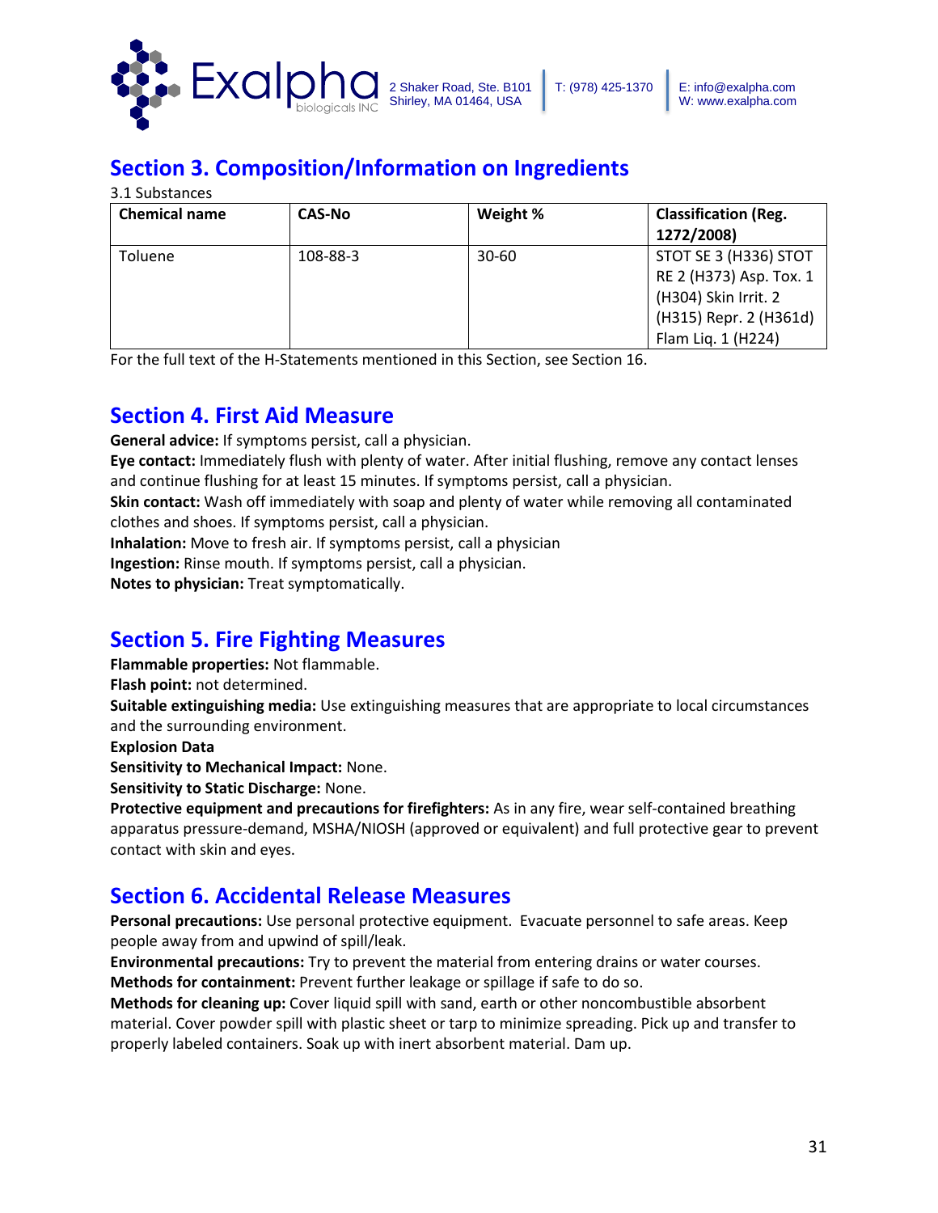## Section 3. Composition/Information on Ingredients

3.1 Substances

| Chemical name | CAS-No | Weight % | Classification (Reg. 1272/2008) |
|---|---|---|---|
| Toluene | 108-88-3 | 30-60 | STOT SE 3 (H336) STOT RE 2 (H373) Asp. Tox. 1 (H304) Skin Irrit. 2 (H315) Repr. 2 (H361d) Flam Liq. 1 (H224) |

For the full text of the H-Statements mentioned in this Section, see Section 16.

## Section 4. First Aid Measure

**General advice:** If symptoms persist, call a physician.

**Eye contact:** Immediately flush with plenty of water. After initial flushing, remove any contact lenses and continue flushing for at least 15 minutes. If symptoms persist, call a physician.

**Skin contact:** Wash off immediately with soap and plenty of water while removing all contaminated clothes and shoes. If symptoms persist, call a physician.

**Inhalation:** Move to fresh air. If symptoms persist, call a physician

**Ingestion:** Rinse mouth. If symptoms persist, call a physician.

**Notes to physician:** Treat symptomatically.

## Section 5. Fire Fighting Measures

**Flammable properties:** Not flammable.

**Flash point:** not determined.

**Suitable extinguishing media:** Use extinguishing measures that are appropriate to local circumstances and the surrounding environment.

**Explosion Data**

**Sensitivity to Mechanical Impact:** None.

**Sensitivity to Static Discharge:** None.

**Protective equipment and precautions for firefighters:** As in any fire, wear self-contained breathing apparatus pressure-demand, MSHA/NIOSH (approved or equivalent) and full protective gear to prevent contact with skin and eyes.

## Section 6. Accidental Release Measures

**Personal precautions:** Use personal protective equipment. Evacuate personnel to safe areas. Keep people away from and upwind of spill/leak.

**Environmental precautions:** Try to prevent the material from entering drains or water courses.

**Methods for containment:** Prevent further leakage or spillage if safe to do so.

**Methods for cleaning up:** Cover liquid spill with sand, earth or other noncombustible absorbent material. Cover powder spill with plastic sheet or tarp to minimize spreading. Pick up and transfer to properly labeled containers. Soak up with inert absorbent material. Dam up.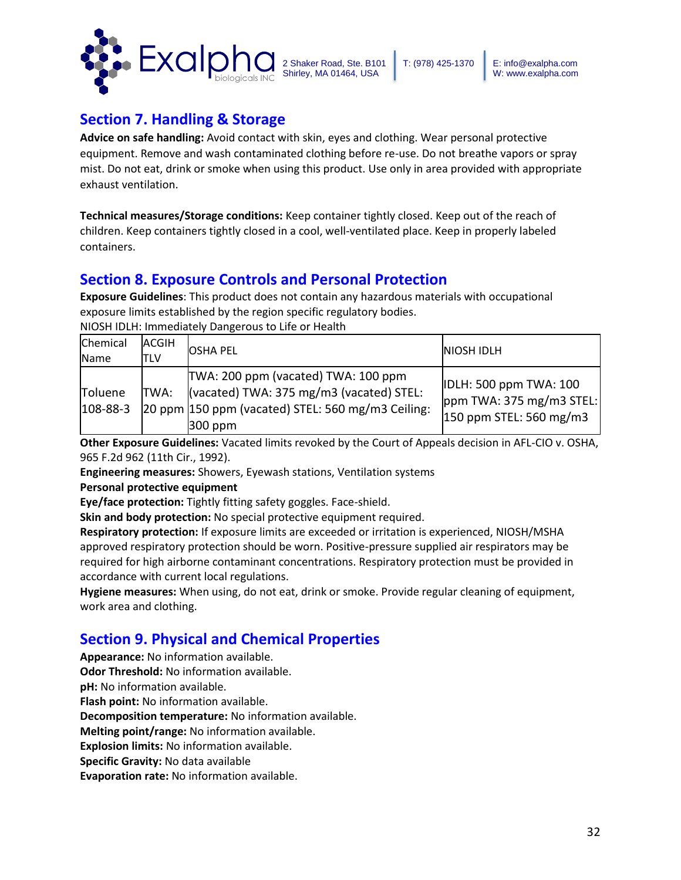## Section 7. Handling & Storage

**Advice on safe handling:** Avoid contact with skin, eyes and clothing. Wear personal protective equipment. Remove and wash contaminated clothing before re-use. Do not breathe vapors or spray mist. Do not eat, drink or smoke when using this product. Use only in area provided with appropriate exhaust ventilation.

**Technical measures/Storage conditions:** Keep container tightly closed. Keep out of the reach of children. Keep containers tightly closed in a cool, well-ventilated place. Keep in properly labeled containers.

## Section 8. Exposure Controls and Personal Protection

**Exposure Guidelines**: This product does not contain any hazardous materials with occupational exposure limits established by the region specific regulatory bodies.

NIOSH IDLH: Immediately Dangerous to Life or Health

| Chemical Name | ACGIH TLV | OSHA PEL | NIOSH IDLH |
|---|---|---|---|
| Toluene 108-88-3 | TWA: 20 ppm | TWA: 200 ppm (vacated) TWA: 100 ppm (vacated) TWA: 375 mg/m3 (vacated) STEL: 150 ppm (vacated) STEL: 560 mg/m3 Ceiling: 300 ppm | IDLH: 500 ppm TWA: 100 ppm TWA: 375 mg/m3 STEL: 150 ppm STEL: 560 mg/m3 |

**Other Exposure Guidelines:** Vacated limits revoked by the Court of Appeals decision in AFL-CIO v. OSHA, 965 F.2d 962 (11th Cir., 1992).

**Engineering measures:** Showers, Eyewash stations, Ventilation systems

**Personal protective equipment**

**Eye/face protection:** Tightly fitting safety goggles. Face-shield.

**Skin and body protection:** No special protective equipment required.

**Respiratory protection:** If exposure limits are exceeded or irritation is experienced, NIOSH/MSHA approved respiratory protection should be worn. Positive-pressure supplied air respirators may be required for high airborne contaminant concentrations. Respiratory protection must be provided in accordance with current local regulations.

**Hygiene measures:** When using, do not eat, drink or smoke. Provide regular cleaning of equipment, work area and clothing.

## Section 9. Physical and Chemical Properties

**Appearance:** No information available.

**Odor Threshold:** No information available.

**pH:** No information available.

**Flash point:** No information available.

**Decomposition temperature:** No information available.

**Melting point/range:** No information available.

**Explosion limits:** No information available.

**Specific Gravity:** No data available

**Evaporation rate:** No information available.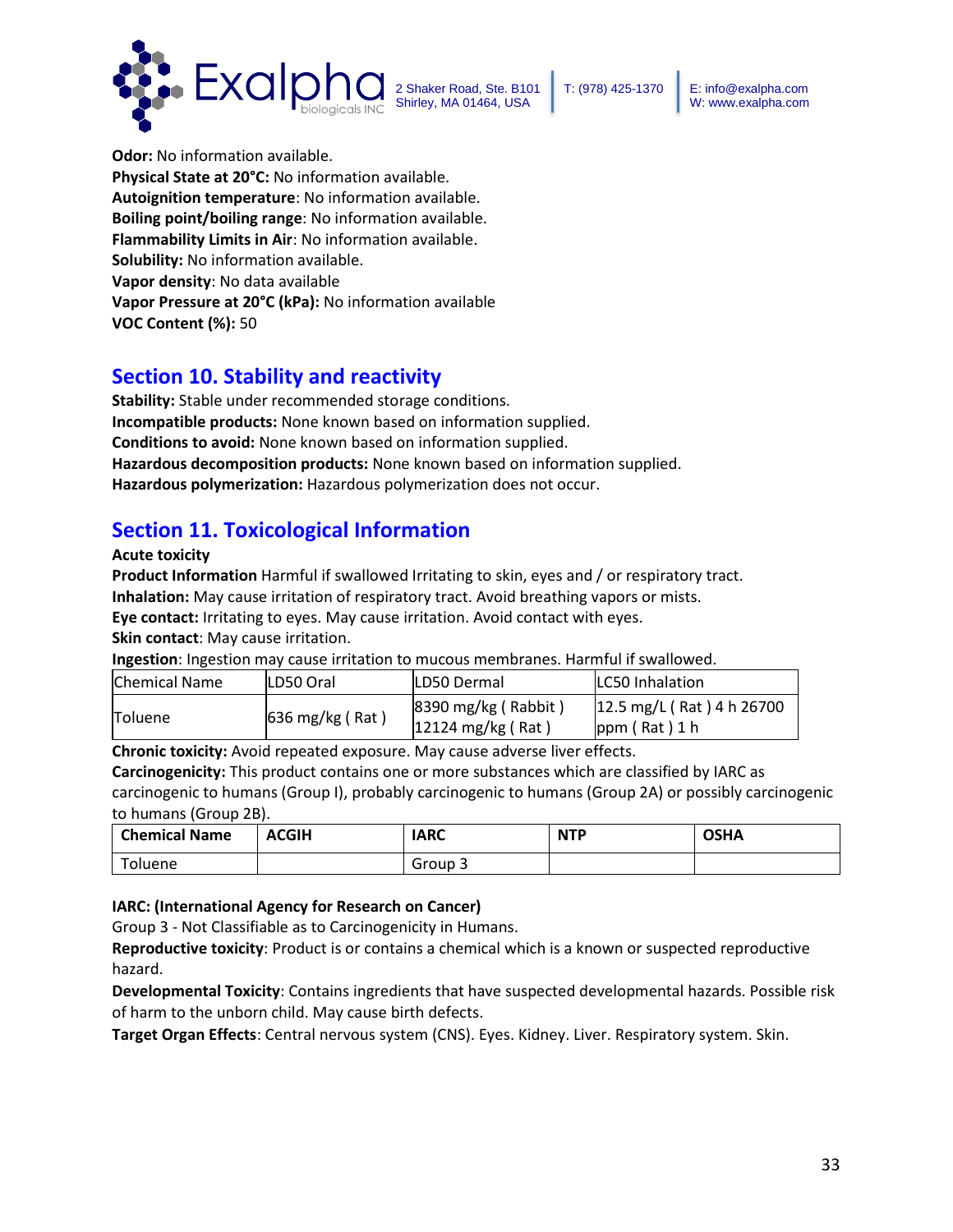**Odor:** No information available.
**Physical State at 20°C:** No information available.
**Autoignition temperature**: No information available.
**Boiling point/boiling range**: No information available.
**Flammability Limits in Air**: No information available.
**Solubility:** No information available.
**Vapor density**: No data available
**Vapor Pressure at 20°C (kPa):** No information available
**VOC Content (%):** 50

## Section 10. Stability and reactivity

**Stability:** Stable under recommended storage conditions.
**Incompatible products:** None known based on information supplied.
**Conditions to avoid:** None known based on information supplied.
**Hazardous decomposition products:** None known based on information supplied.
**Hazardous polymerization:** Hazardous polymerization does not occur.

## Section 11. Toxicological Information

**Acute toxicity**
**Product Information** Harmful if swallowed Irritating to skin, eyes and / or respiratory tract.
**Inhalation:** May cause irritation of respiratory tract. Avoid breathing vapors or mists.
**Eye contact:** Irritating to eyes. May cause irritation. Avoid contact with eyes.
**Skin contact**: May cause irritation.
**Ingestion**: Ingestion may cause irritation to mucous membranes. Harmful if swallowed.

| Chemical Name | LD50 Oral | LD50 Dermal | LC50 Inhalation |
|---|---|---|---|
| Toluene | 636 mg/kg ( Rat ) | 8390 mg/kg ( Rabbit ) 12124 mg/kg ( Rat ) | 12.5 mg/L ( Rat ) 4 h 26700 ppm ( Rat ) 1 h |

**Chronic toxicity:** Avoid repeated exposure. May cause adverse liver effects.
**Carcinogenicity:** This product contains one or more substances which are classified by IARC as carcinogenic to humans (Group I), probably carcinogenic to humans (Group 2A) or possibly carcinogenic to humans (Group 2B).

| Chemical Name | ACGIH | IARC | NTP | OSHA |
|---|---|---|---|---|
| Toluene | | Group 3 | | |

**IARC: (International Agency for Research on Cancer)**
Group 3 - Not Classifiable as to Carcinogenicity in Humans.
**Reproductive toxicity**: Product is or contains a chemical which is a known or suspected reproductive hazard.
**Developmental Toxicity**: Contains ingredients that have suspected developmental hazards. Possible risk of harm to the unborn child. May cause birth defects.
**Target Organ Effects**: Central nervous system (CNS). Eyes. Kidney. Liver. Respiratory system. Skin.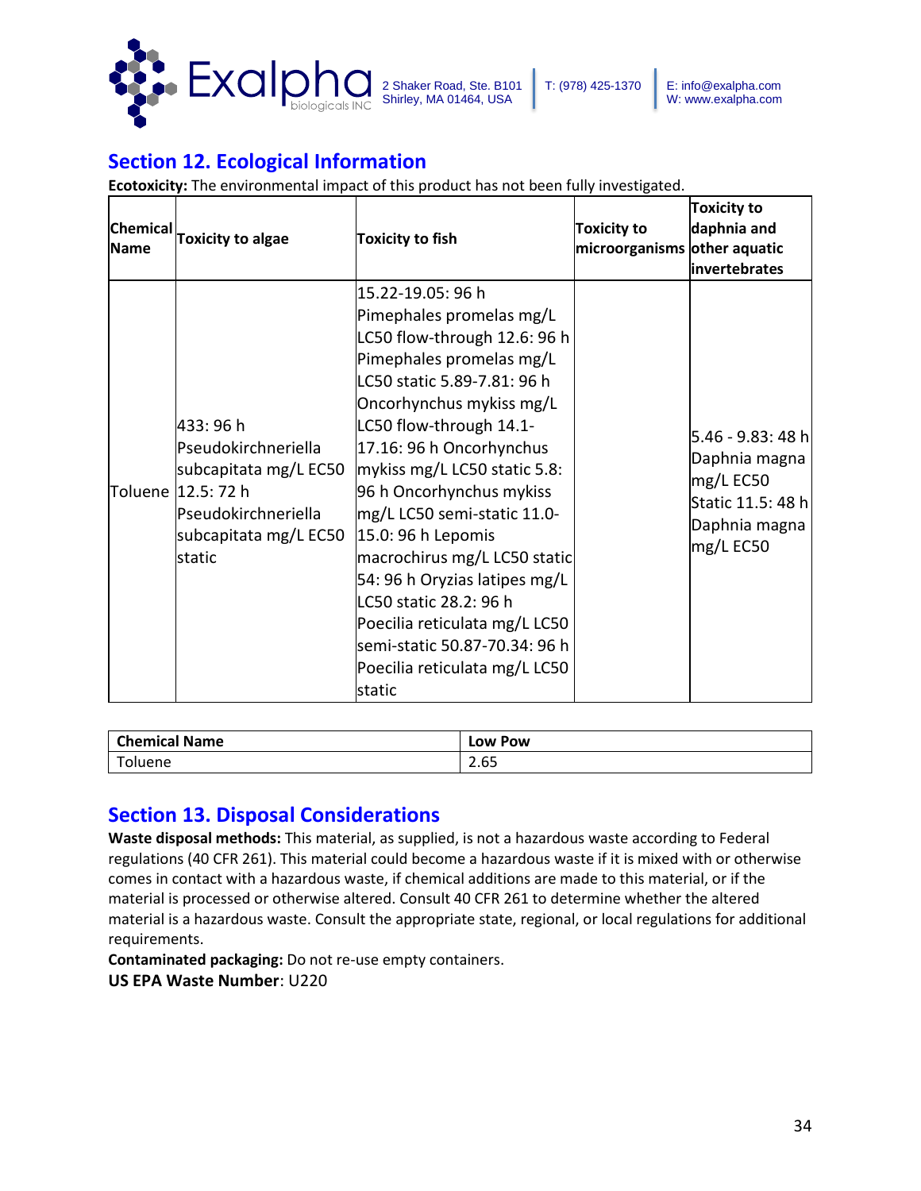## Section 12. Ecological Information

**Ecotoxicity:** The environmental impact of this product has not been fully investigated.

| Chemical Name | Toxicity to algae | Toxicity to fish | Toxicity to microorganisms | Toxicity to daphnia and other aquatic invertebrates |
|---|---|---|---|---|
| Toluene | 433: 96 h Pseudokirchneriella subcapitata mg/L EC50 12.5: 72 h Pseudokirchneriella subcapitata mg/L EC50 static | 15.22-19.05: 96 h Pimephales promelas mg/L LC50 flow-through 12.6: 96 h Pimephales promelas mg/L LC50 static 5.89-7.81: 96 h Oncorhynchus mykiss mg/L LC50 flow-through 14.1-17.16: 96 h Oncorhynchus mykiss mg/L LC50 static 5.8: 96 h Oncorhynchus mykiss mg/L LC50 semi-static 11.0-15.0: 96 h Lepomis macrochirus mg/L LC50 static 54: 96 h Oryzias latipes mg/L LC50 static 28.2: 96 h Poecilia reticulata mg/L LC50 semi-static 50.87-70.34: 96 h Poecilia reticulata mg/L LC50 static | | 5.46 - 9.83: 48 h Daphnia magna mg/L EC50 Static 11.5: 48 h Daphnia magna mg/L EC50 |

| Chemical Name | Low Pow |
|---|---|
| Toluene | 2.65 |

## Section 13. Disposal Considerations

**Waste disposal methods:** This material, as supplied, is not a hazardous waste according to Federal regulations (40 CFR 261). This material could become a hazardous waste if it is mixed with or otherwise comes in contact with a hazardous waste, if chemical additions are made to this material, or if the material is processed or otherwise altered. Consult 40 CFR 261 to determine whether the altered material is a hazardous waste. Consult the appropriate state, regional, or local regulations for additional requirements.

**Contaminated packaging:** Do not re-use empty containers.

**US EPA Waste Number**: U220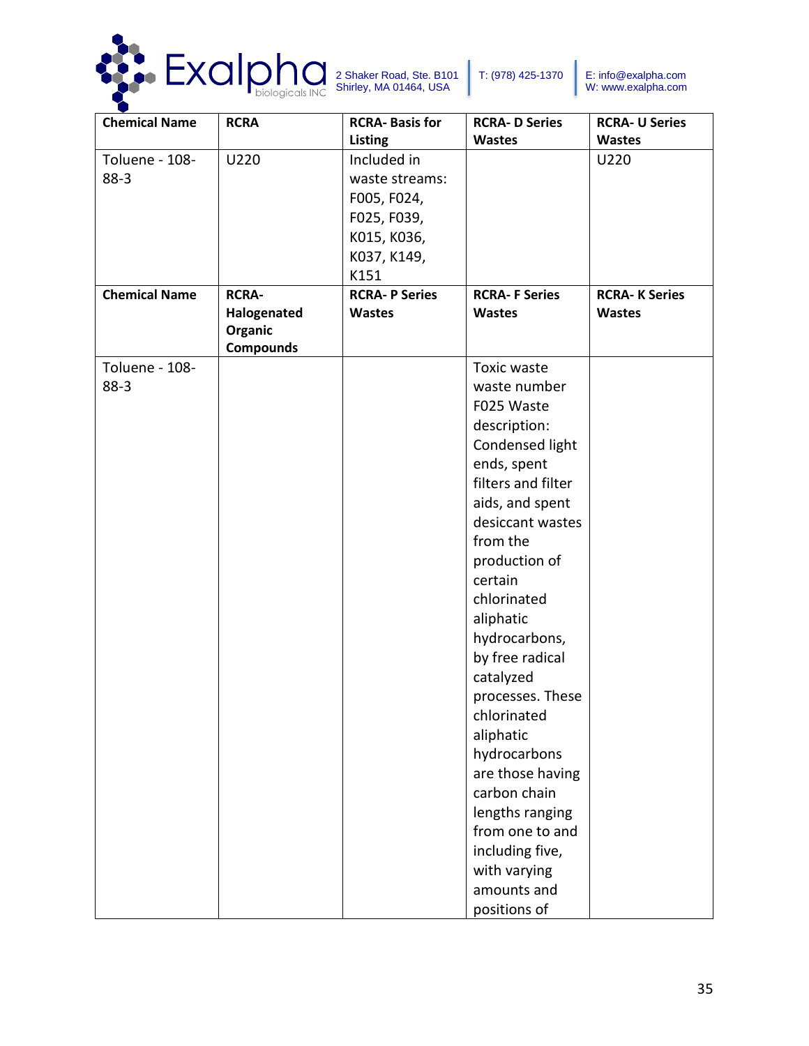| Chemical Name | RCRA | RCRA- Basis for Listing | RCRA- D Series Wastes | RCRA- U Series Wastes |
|---|---|---|---|---|
| Toluene - 108-88-3 | U220 | Included in waste streams: F005, F024, F025, F039, K015, K036, K037, K149, K151 | | U220 |
| **Chemical Name** | **RCRA- Halogenated Organic Compounds** | **RCRA- P Series Wastes** | **RCRA- F Series Wastes** | **RCRA- K Series Wastes** |
| Toluene - 108-88-3 | | | Toxic waste waste number F025 Waste description: Condensed light ends, spent filters and filter aids, and spent desiccant wastes from the production of certain chlorinated aliphatic hydrocarbons, by free radical catalyzed processes. These chlorinated aliphatic hydrocarbons are those having carbon chain lengths ranging from one to and including five, with varying amounts and positions of | |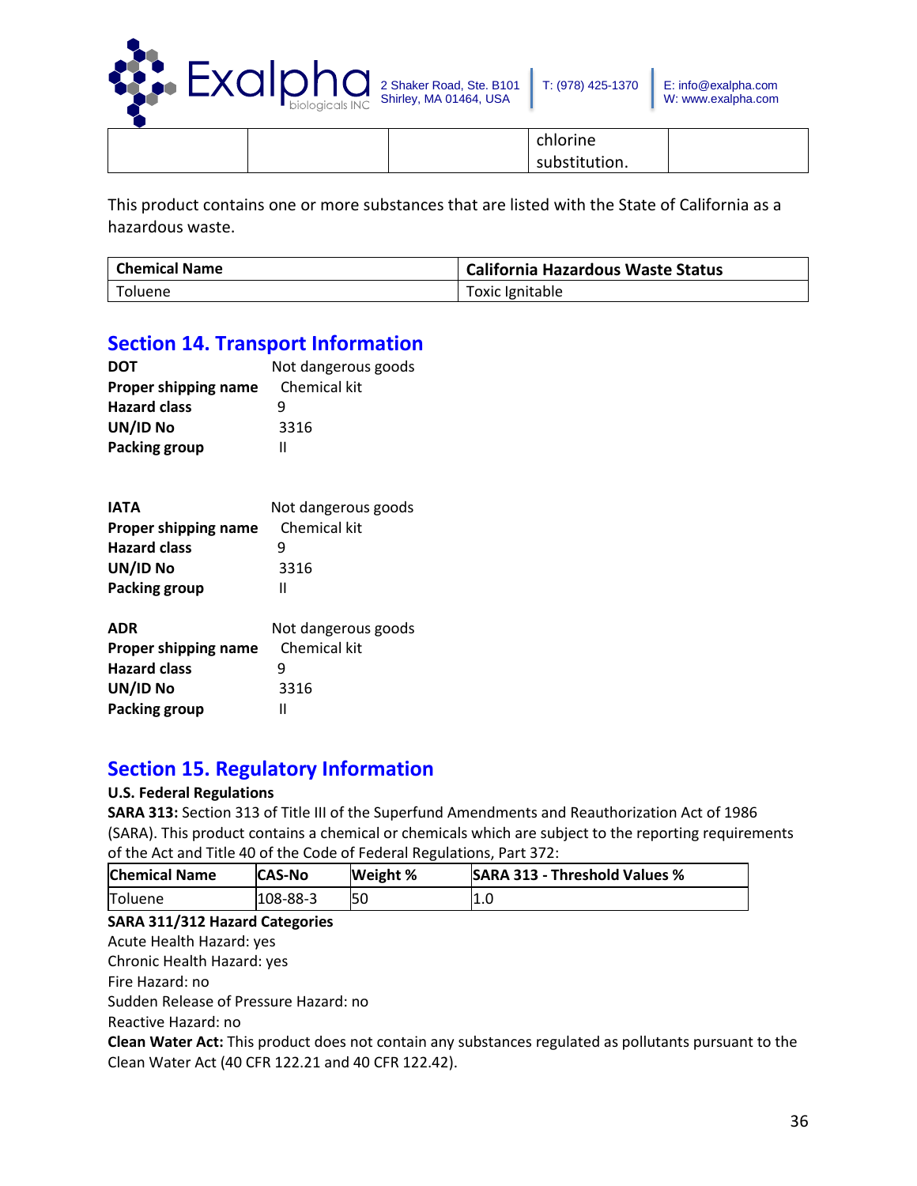| | | | chlorine substitution. | |
|---|---|---|---|---|

This product contains one or more substances that are listed with the State of California as a hazardous waste.

| Chemical Name | California Hazardous Waste Status |
|---|---|
| Toluene | Toxic Ignitable |

## Section 14. Transport Information

**DOT** Not dangerous goods
**Proper shipping name** Chemical kit
**Hazard class** 9
**UN/ID No** 3316
**Packing group** II

**IATA** Not dangerous goods
**Proper shipping name** Chemical kit
**Hazard class** 9
**UN/ID No** 3316
**Packing group** II

**ADR** Not dangerous goods
**Proper shipping name** Chemical kit
**Hazard class** 9
**UN/ID No** 3316
**Packing group** II

## Section 15. Regulatory Information

**U.S. Federal Regulations**

**SARA 313:** Section 313 of Title III of the Superfund Amendments and Reauthorization Act of 1986 (SARA). This product contains a chemical or chemicals which are subject to the reporting requirements of the Act and Title 40 of the Code of Federal Regulations, Part 372:

| Chemical Name | CAS-No | Weight % | SARA 313 - Threshold Values % |
|---|---|---|---|
| Toluene | 108-88-3 | 50 | 1.0 |

**SARA 311/312 Hazard Categories**

Acute Health Hazard: yes
Chronic Health Hazard: yes
Fire Hazard: no
Sudden Release of Pressure Hazard: no
Reactive Hazard: no

**Clean Water Act:** This product does not contain any substances regulated as pollutants pursuant to the Clean Water Act (40 CFR 122.21 and 40 CFR 122.42).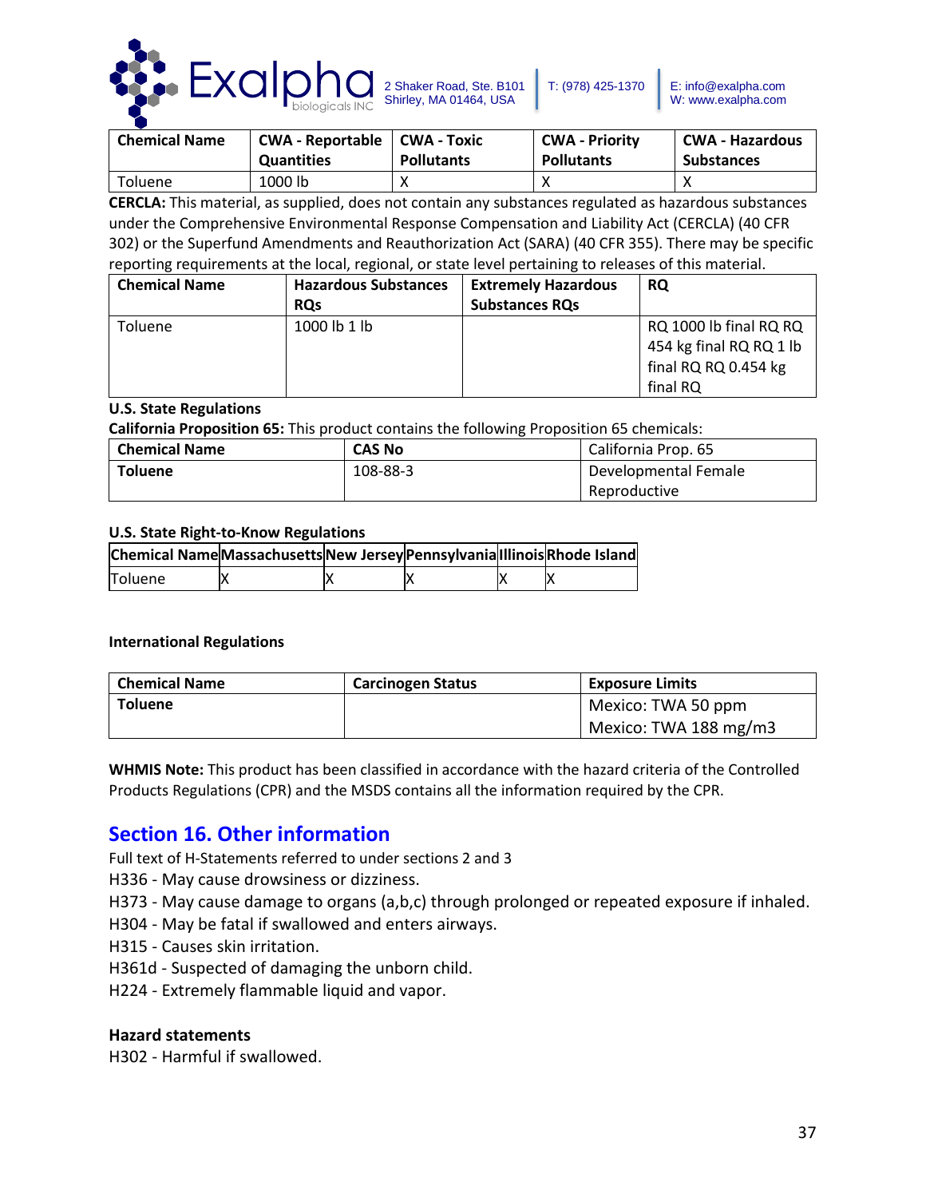| Chemical Name | CWA - Reportable Quantities | CWA - Toxic Pollutants | CWA - Priority Pollutants | CWA - Hazardous Substances |
|---|---|---|---|---|
| Toluene | 1000 lb | X | X | X |

**CERCLA:** This material, as supplied, does not contain any substances regulated as hazardous substances under the Comprehensive Environmental Response Compensation and Liability Act (CERCLA) (40 CFR 302) or the Superfund Amendments and Reauthorization Act (SARA) (40 CFR 355). There may be specific reporting requirements at the local, regional, or state level pertaining to releases of this material.

| Chemical Name | Hazardous Substances RQs | Extremely Hazardous Substances RQs | RQ |
|---|---|---|---|
| Toluene | 1000 lb 1 lb | | RQ 1000 lb final RQ RQ 454 kg final RQ RQ 1 lb final RQ RQ 0.454 kg final RQ |

**U.S. State Regulations**

**California Proposition 65:** This product contains the following Proposition 65 chemicals:

| Chemical Name | CAS No | California Prop. 65 |
|---|---|---|
| **Toluene** | 108-88-3 | Developmental Female Reproductive |

**U.S. State Right-to-Know Regulations**

| Chemical Name | Massachusetts | New Jersey | Pennsylvania | Illinois | Rhode Island |
|---|---|---|---|---|---|
| Toluene | X | X | X | X | X |

**International Regulations**

| Chemical Name | Carcinogen Status | Exposure Limits |
|---|---|---|
| **Toluene** | | Mexico: TWA 50 ppm<br>Mexico: TWA 188 mg/m3 |

**WHMIS Note:** This product has been classified in accordance with the hazard criteria of the Controlled Products Regulations (CPR) and the MSDS contains all the information required by the CPR.

## Section 16. Other information

Full text of H-Statements referred to under sections 2 and 3

H336 - May cause drowsiness or dizziness.

H373 - May cause damage to organs (a,b,c) through prolonged or repeated exposure if inhaled.

H304 - May be fatal if swallowed and enters airways.

H315 - Causes skin irritation.

H361d - Suspected of damaging the unborn child.

H224 - Extremely flammable liquid and vapor.

**Hazard statements**

H302 - Harmful if swallowed.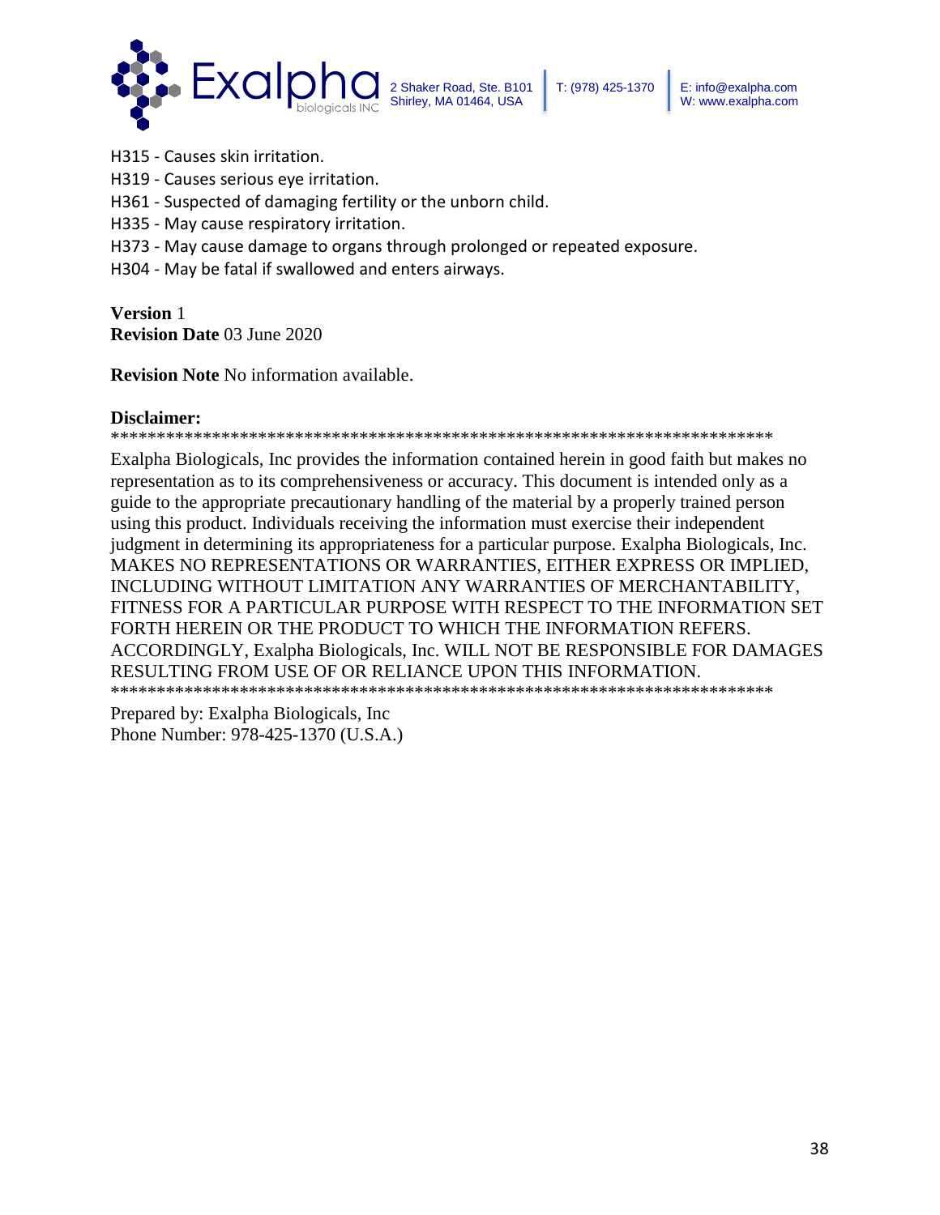H315 - Causes skin irritation.
H319 - Causes serious eye irritation.
H361 - Suspected of damaging fertility or the unborn child.
H335 - May cause respiratory irritation.
H373 - May cause damage to organs through prolonged or repeated exposure.
H304 - May be fatal if swallowed and enters airways.

**Version** 1
**Revision Date** 03 June 2020

**Revision Note** No information available.

**Disclaimer:**
**************************************************************************
Exalpha Biologicals, Inc provides the information contained herein in good faith but makes no representation as to its comprehensiveness or accuracy. This document is intended only as a guide to the appropriate precautionary handling of the material by a properly trained person using this product. Individuals receiving the information must exercise their independent judgment in determining its appropriateness for a particular purpose. Exalpha Biologicals, Inc. MAKES NO REPRESENTATIONS OR WARRANTIES, EITHER EXPRESS OR IMPLIED, INCLUDING WITHOUT LIMITATION ANY WARRANTIES OF MERCHANTABILITY, FITNESS FOR A PARTICULAR PURPOSE WITH RESPECT TO THE INFORMATION SET FORTH HEREIN OR THE PRODUCT TO WHICH THE INFORMATION REFERS. ACCORDINGLY, Exalpha Biologicals, Inc. WILL NOT BE RESPONSIBLE FOR DAMAGES RESULTING FROM USE OF OR RELIANCE UPON THIS INFORMATION.
**************************************************************************

Prepared by: Exalpha Biologicals, Inc
Phone Number: 978-425-1370 (U.S.A.)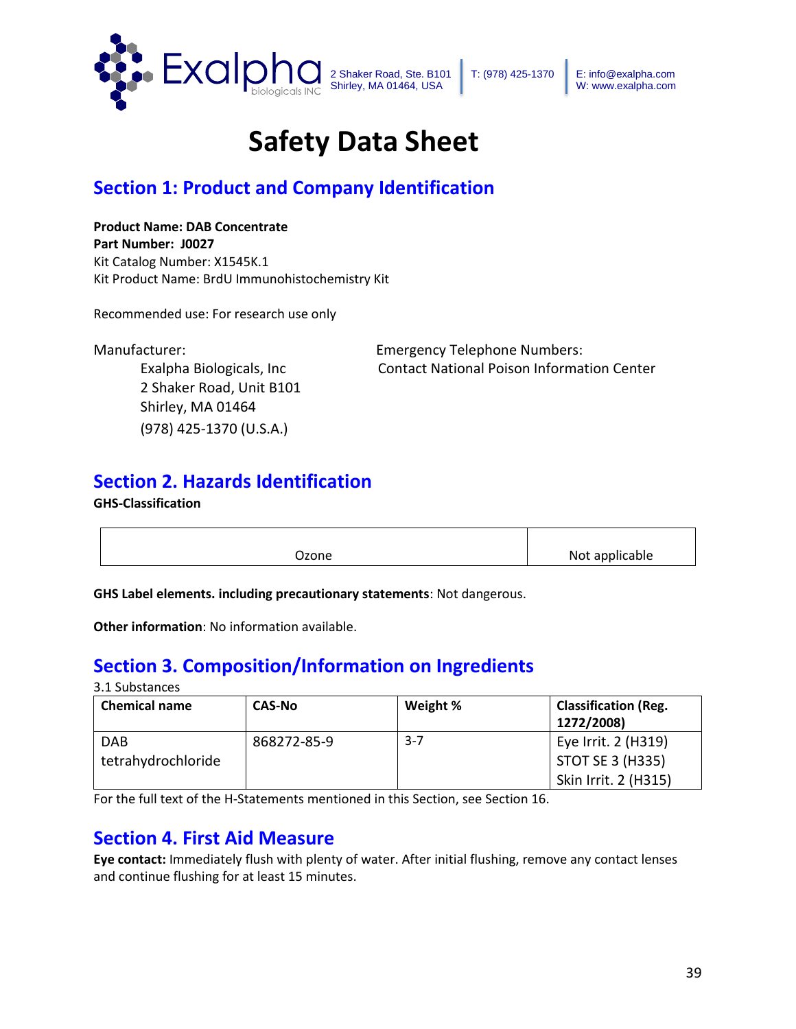Exalpha biologicals INC 2 Shaker Road, Ste. B101 Shirley, MA 01464, USA | T: (978) 425-1370 | E: info@exalpha.com W: www.exalpha.com

# Safety Data Sheet

## Section 1: Product and Company Identification

**Product Name: DAB Concentrate**
**Part Number: J0027**
Kit Catalog Number: X1545K.1
Kit Product Name: BrdU Immunohistochemistry Kit

Recommended use: For research use only

Manufacturer:
Exalpha Biologicals, Inc
2 Shaker Road, Unit B101
Shirley, MA 01464
(978) 425-1370 (U.S.A.)

Emergency Telephone Numbers:
Contact National Poison Information Center

## Section 2. Hazards Identification

**GHS-Classification**

| Ozone | Not applicable |
|---|---|

**GHS Label elements. including precautionary statements**: Not dangerous.

**Other information**: No information available.

## Section 3. Composition/Information on Ingredients

3.1 Substances

| Chemical name | CAS-No | Weight % | Classification (Reg. 1272/2008) |
|---|---|---|---|
| DAB tetrahydrochloride | 868272-85-9 | 3-7 | Eye Irrit. 2 (H319)<br>STOT SE 3 (H335)<br>Skin Irrit. 2 (H315) |

For the full text of the H-Statements mentioned in this Section, see Section 16.

## Section 4. First Aid Measure

**Eye contact:** Immediately flush with plenty of water. After initial flushing, remove any contact lenses and continue flushing for at least 15 minutes.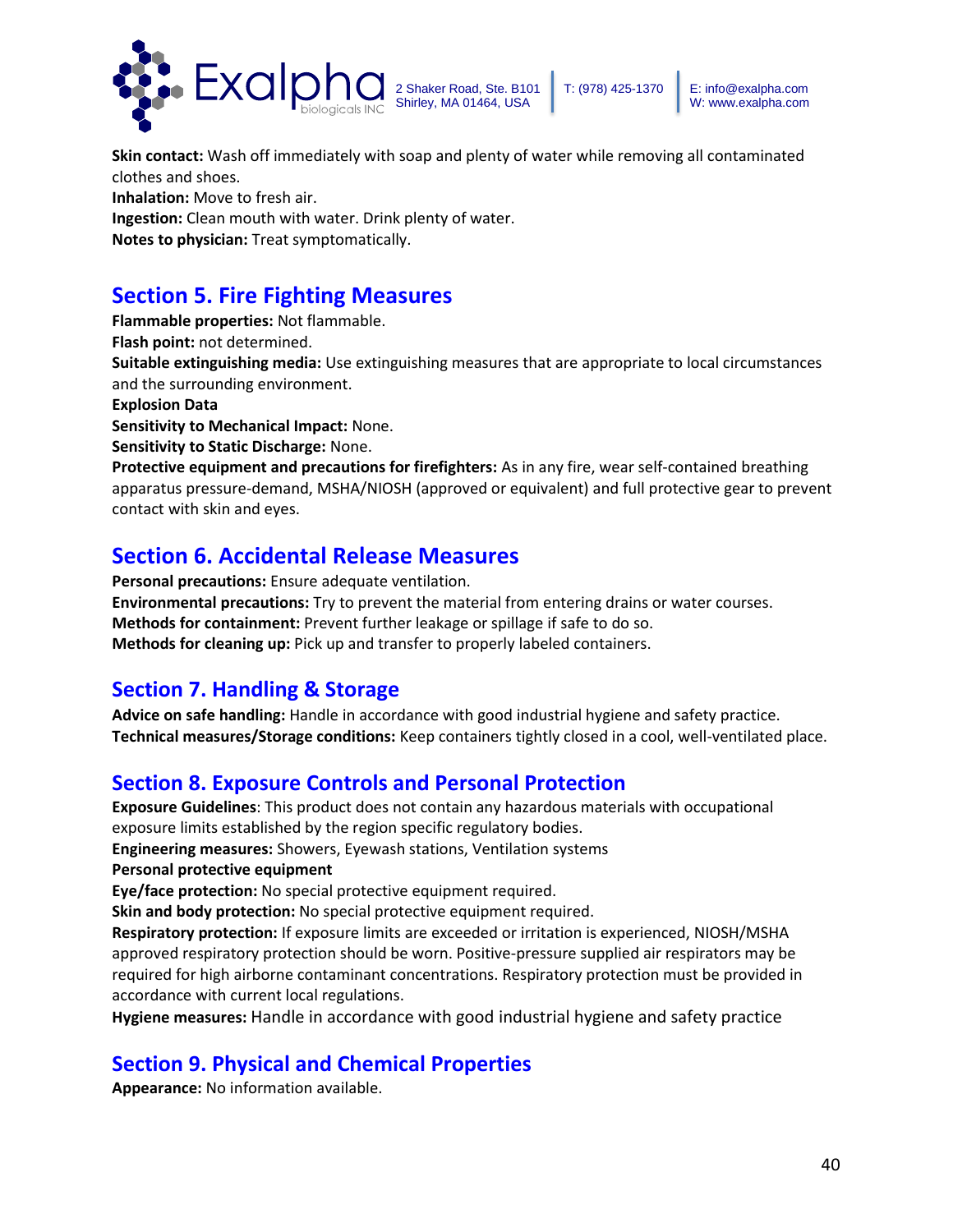**Skin contact:** Wash off immediately with soap and plenty of water while removing all contaminated clothes and shoes.
**Inhalation:** Move to fresh air.
**Ingestion:** Clean mouth with water. Drink plenty of water.
**Notes to physician:** Treat symptomatically.

## Section 5. Fire Fighting Measures

**Flammable properties:** Not flammable.
**Flash point:** not determined.
**Suitable extinguishing media:** Use extinguishing measures that are appropriate to local circumstances and the surrounding environment.
**Explosion Data**
**Sensitivity to Mechanical Impact:** None.
**Sensitivity to Static Discharge:** None.
**Protective equipment and precautions for firefighters:** As in any fire, wear self-contained breathing apparatus pressure-demand, MSHA/NIOSH (approved or equivalent) and full protective gear to prevent contact with skin and eyes.

## Section 6. Accidental Release Measures

**Personal precautions:** Ensure adequate ventilation.
**Environmental precautions:** Try to prevent the material from entering drains or water courses.
**Methods for containment:** Prevent further leakage or spillage if safe to do so.
**Methods for cleaning up:** Pick up and transfer to properly labeled containers.

## Section 7. Handling & Storage

**Advice on safe handling:** Handle in accordance with good industrial hygiene and safety practice.
**Technical measures/Storage conditions:** Keep containers tightly closed in a cool, well-ventilated place.

## Section 8. Exposure Controls and Personal Protection

**Exposure Guidelines**: This product does not contain any hazardous materials with occupational exposure limits established by the region specific regulatory bodies.
**Engineering measures:** Showers, Eyewash stations, Ventilation systems
**Personal protective equipment**
**Eye/face protection:** No special protective equipment required.
**Skin and body protection:** No special protective equipment required.
**Respiratory protection:** If exposure limits are exceeded or irritation is experienced, NIOSH/MSHA approved respiratory protection should be worn. Positive-pressure supplied air respirators may be required for high airborne contaminant concentrations. Respiratory protection must be provided in accordance with current local regulations.
**Hygiene measures:** Handle in accordance with good industrial hygiene and safety practice

## Section 9. Physical and Chemical Properties

**Appearance:** No information available.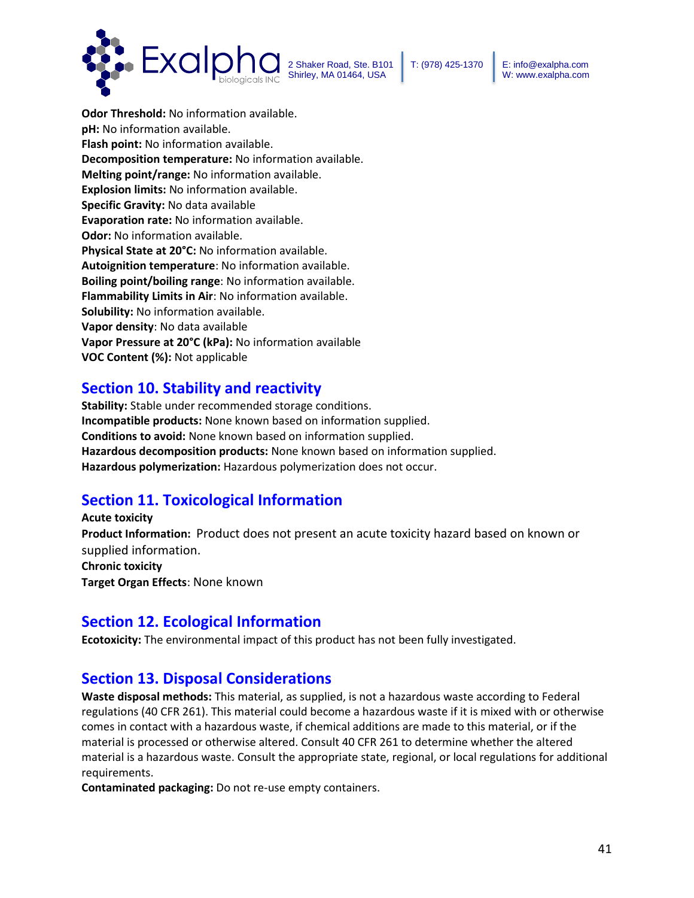**Odor Threshold:** No information available.
**pH:** No information available.
**Flash point:** No information available.
**Decomposition temperature:** No information available.
**Melting point/range:** No information available.
**Explosion limits:** No information available.
**Specific Gravity:** No data available
**Evaporation rate:** No information available.
**Odor:** No information available.
**Physical State at 20°C:** No information available.
**Autoignition temperature**: No information available.
**Boiling point/boiling range**: No information available.
**Flammability Limits in Air**: No information available.
**Solubility:** No information available.
**Vapor density**: No data available
**Vapor Pressure at 20°C (kPa):** No information available
**VOC Content (%):** Not applicable

## Section 10. Stability and reactivity

**Stability:** Stable under recommended storage conditions.
**Incompatible products:** None known based on information supplied.
**Conditions to avoid:** None known based on information supplied.
**Hazardous decomposition products:** None known based on information supplied.
**Hazardous polymerization:** Hazardous polymerization does not occur.

## Section 11. Toxicological Information

**Acute toxicity**
**Product Information:** Product does not present an acute toxicity hazard based on known or supplied information.
**Chronic toxicity**
**Target Organ Effects**: None known

## Section 12. Ecological Information

**Ecotoxicity:** The environmental impact of this product has not been fully investigated.

## Section 13. Disposal Considerations

**Waste disposal methods:** This material, as supplied, is not a hazardous waste according to Federal regulations (40 CFR 261). This material could become a hazardous waste if it is mixed with or otherwise comes in contact with a hazardous waste, if chemical additions are made to this material, or if the material is processed or otherwise altered. Consult 40 CFR 261 to determine whether the altered material is a hazardous waste. Consult the appropriate state, regional, or local regulations for additional requirements.
**Contaminated packaging:** Do not re-use empty containers.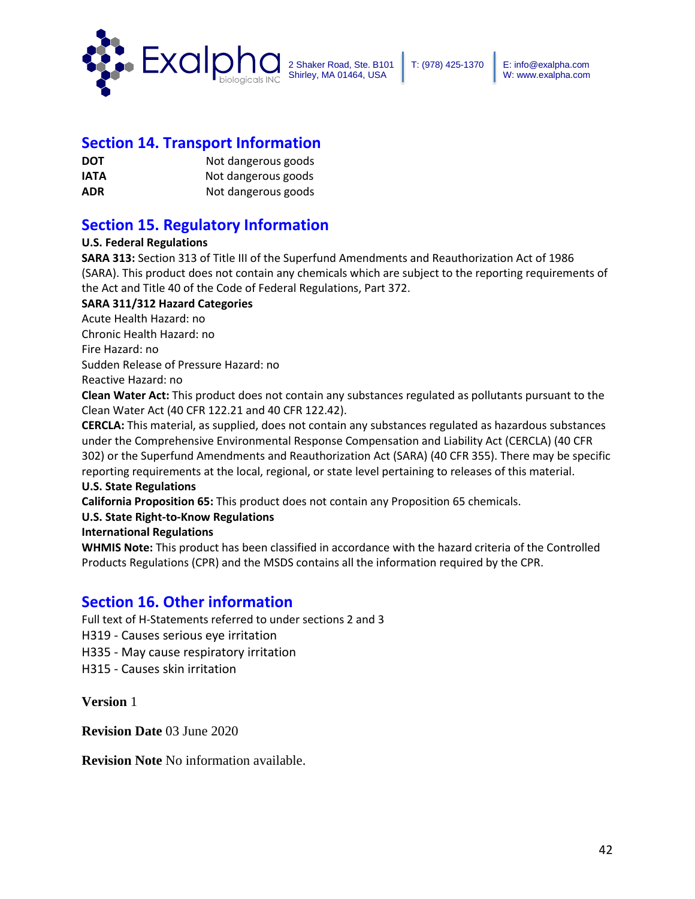## Section 14. Transport Information

| | |
|---|---|
| **DOT** | Not dangerous goods |
| **IATA** | Not dangerous goods |
| **ADR** | Not dangerous goods |

## Section 15. Regulatory Information

**U.S. Federal Regulations**

**SARA 313:** Section 313 of Title III of the Superfund Amendments and Reauthorization Act of 1986 (SARA). This product does not contain any chemicals which are subject to the reporting requirements of the Act and Title 40 of the Code of Federal Regulations, Part 372.

**SARA 311/312 Hazard Categories**

Acute Health Hazard: no
Chronic Health Hazard: no
Fire Hazard: no
Sudden Release of Pressure Hazard: no
Reactive Hazard: no

**Clean Water Act:** This product does not contain any substances regulated as pollutants pursuant to the Clean Water Act (40 CFR 122.21 and 40 CFR 122.42).

**CERCLA:** This material, as supplied, does not contain any substances regulated as hazardous substances under the Comprehensive Environmental Response Compensation and Liability Act (CERCLA) (40 CFR 302) or the Superfund Amendments and Reauthorization Act (SARA) (40 CFR 355). There may be specific reporting requirements at the local, regional, or state level pertaining to releases of this material.

**U.S. State Regulations**

**California Proposition 65:** This product does not contain any Proposition 65 chemicals.

**U.S. State Right-to-Know Regulations**

**International Regulations**

**WHMIS Note:** This product has been classified in accordance with the hazard criteria of the Controlled Products Regulations (CPR) and the MSDS contains all the information required by the CPR.

## Section 16. Other information

Full text of H-Statements referred to under sections 2 and 3

H319 - Causes serious eye irritation
H335 - May cause respiratory irritation
H315 - Causes skin irritation

**Version** 1

**Revision Date** 03 June 2020

**Revision Note** No information available.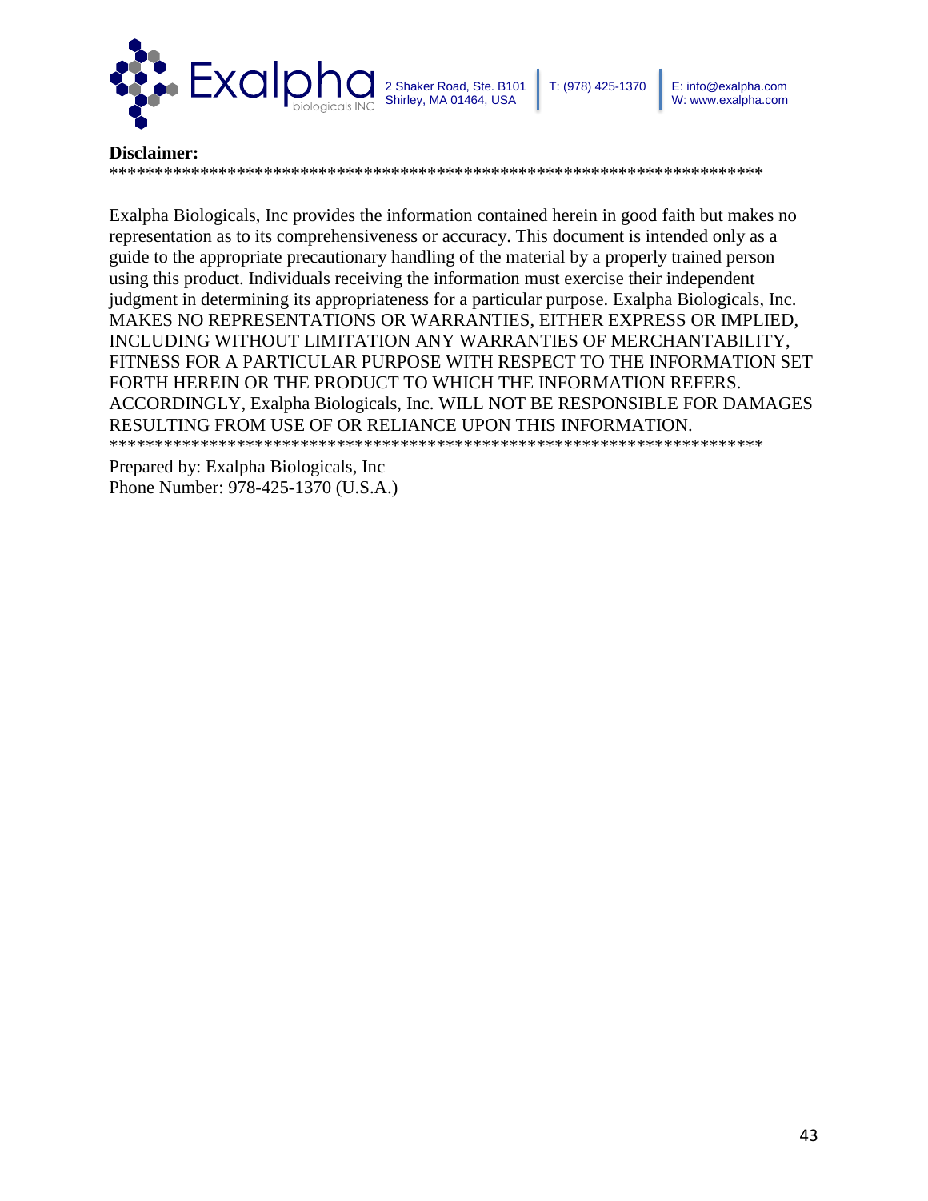**Disclaimer:**

**************************************************************************

Exalpha Biologicals, Inc provides the information contained herein in good faith but makes no representation as to its comprehensiveness or accuracy. This document is intended only as a guide to the appropriate precautionary handling of the material by a properly trained person using this product. Individuals receiving the information must exercise their independent judgment in determining its appropriateness for a particular purpose. Exalpha Biologicals, Inc. MAKES NO REPRESENTATIONS OR WARRANTIES, EITHER EXPRESS OR IMPLIED, INCLUDING WITHOUT LIMITATION ANY WARRANTIES OF MERCHANTABILITY, FITNESS FOR A PARTICULAR PURPOSE WITH RESPECT TO THE INFORMATION SET FORTH HEREIN OR THE PRODUCT TO WHICH THE INFORMATION REFERS. ACCORDINGLY, Exalpha Biologicals, Inc. WILL NOT BE RESPONSIBLE FOR DAMAGES RESULTING FROM USE OF OR RELIANCE UPON THIS INFORMATION.

**************************************************************************

Prepared by: Exalpha Biologicals, Inc
Phone Number: 978-425-1370 (U.S.A.)